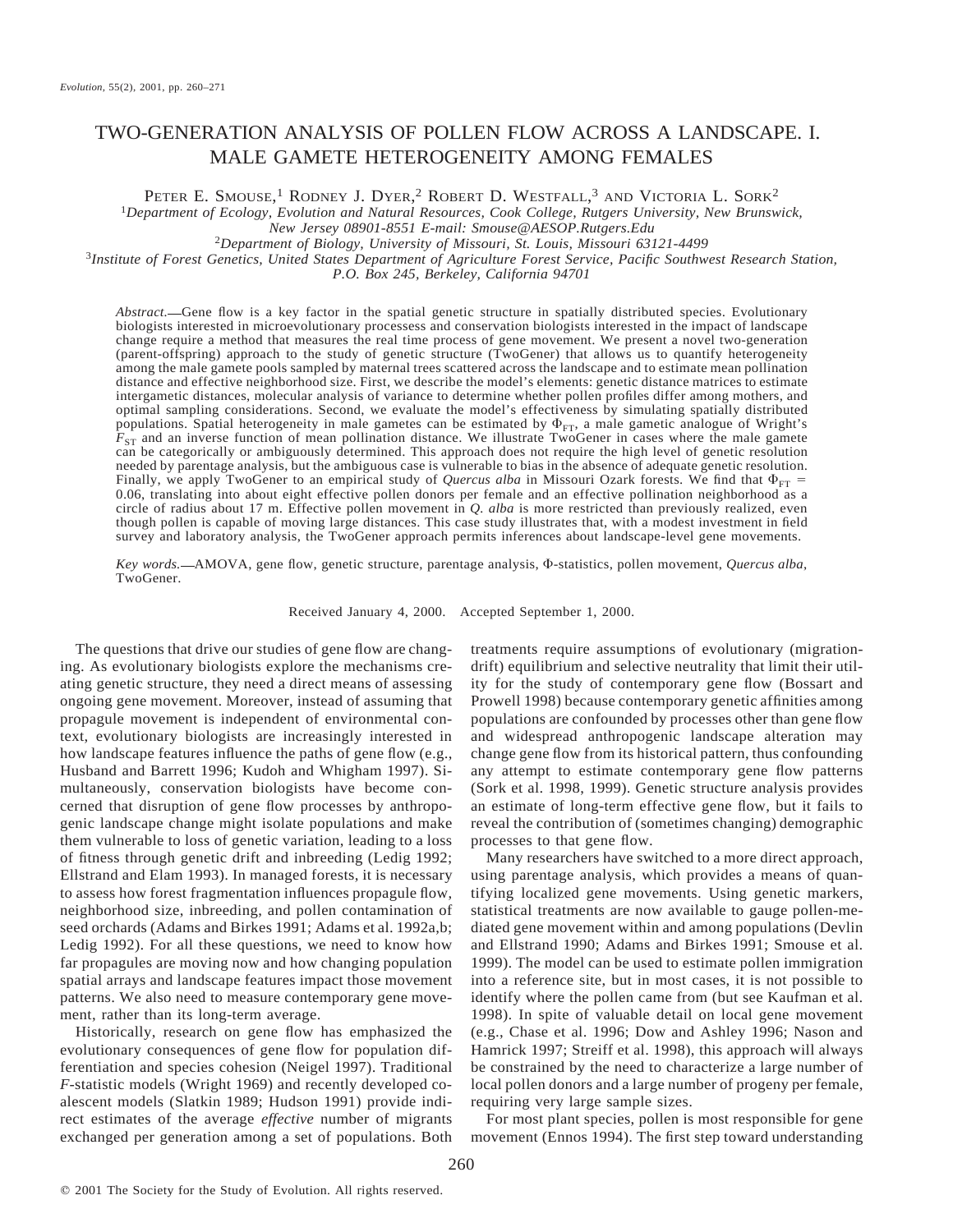# TWO-GENERATION ANALYSIS OF POLLEN FLOW ACROSS A LANDSCAPE. I. MALE GAMETE HETEROGENEITY AMONG FEMALES

Peter E. Smouse,[1] Rodney J. Dyer,[2] Robert D. Westfall,[3] and Victoria L. Sork[2]

[1]*Department of Ecology, Evolution and Natural Resources, Cook College, Rutgers University, New Brunswick, New Jersey 08901-8551 E-mail: Smouse@AESOP.Rutgers.Edu*

[2]*Department of Biology, University of Missouri, St. Louis, Missouri 63121-4499*

[3]*Institute of Forest Genetics, United States Department of Agriculture Forest Service, Pacific Southwest Research Station, P.O. Box 245, Berkeley, California 94701*

*Abstract.*—Gene flow is a key factor in the spatial genetic structure in spatially distributed species. Evolutionary biologists interested in microevolutionary processes and conservation biologists interested in the impact of landscape change require a method that measures the real time process of gene movement. We present a novel two-generation (parent-offspring) approach to the study of genetic structure (TwoGener) that allows us to quantify heterogeneity among the male gamete pools sampled by maternal trees scattered across the landscape and to estimate mean pollination distance and effective neighborhood size. First, we describe the model's elements: genetic distance matrices to estimate intergametic distances, molecular analysis of variance to determine whether pollen profiles differ among mothers, and optimal sampling considerations. Second, we evaluate the model's effectiveness by simulating spatially distributed populations. Spatial heterogeneity in male gametes can be estimated by $\Phi_{FT}$, a male gametic analogue of Wright's $F_{ST}$ and an inverse function of mean pollination distance. We illustrate TwoGener in cases where the male gamete can be categorically or ambiguously determined. This approach does not require the high level of genetic resolution needed by parentage analysis, but the ambiguous case is vulnerable to bias in the absence of adequate genetic resolution. Finally, we apply TwoGener to an empirical study of *Quercus alba* in Missouri Ozark forests. We find that $\Phi_{FT}$ = 0.06, translating into about eight effective pollen donors per female and an effective pollination neighborhood as a circle of radius about 17 m. Effective pollen movement in *Q. alba* is more restricted than previously realized, even though pollen is capable of moving large distances. This case study illustrates that, with a modest investment in field survey and laboratory analysis, the TwoGener approach permits inferences about landscape-level gene movements.

*Key words.*—AMOVA, gene flow, genetic structure, parentage analysis, Φ-statistics, pollen movement, *Quercus alba*, TwoGener.

Received January 4, 2000. Accepted September 1, 2000.

The questions that drive our studies of gene flow are changing. As evolutionary biologists explore the mechanisms creating genetic structure, they need a direct means of assessing ongoing gene movement. Moreover, instead of assuming that propagule movement is independent of environmental context, evolutionary biologists are increasingly interested in how landscape features influence the paths of gene flow (e.g., Husband and Barrett 1996; Kudoh and Whigham 1997). Simultaneously, conservation biologists have become concerned that disruption of gene flow processes by anthropogenic landscape change might isolate populations and make them vulnerable to loss of genetic variation, leading to a loss of fitness through genetic drift and inbreeding (Ledig 1992; Ellstrand and Elam 1993). In managed forests, it is necessary to assess how forest fragmentation influences propagule flow, neighborhood size, inbreeding, and pollen contamination of seed orchards (Adams and Birkes 1991; Adams et al. 1992a,b; Ledig 1992). For all these questions, we need to know how far propagules are moving now and how changing population spatial arrays and landscape features impact those movement patterns. We also need to measure contemporary gene movement, rather than its long-term average.

Historically, research on gene flow has emphasized the evolutionary consequences of gene flow for population differentiation and species cohesion (Neigel 1997). Traditional *F*-statistic models (Wright 1969) and recently developed coalescent models (Slatkin 1989; Hudson 1991) provide indirect estimates of the average *effective* number of migrants exchanged per generation among a set of populations. Both treatments require assumptions of evolutionary (migration-drift) equilibrium and selective neutrality that limit their utility for the study of contemporary gene flow (Bossart and Prowell 1998) because contemporary genetic affinities among populations are confounded by processes other than gene flow and widespread anthropogenic landscape alteration may change gene flow from its historical pattern, thus confounding any attempt to estimate contemporary gene flow patterns (Sork et al. 1998, 1999). Genetic structure analysis provides an estimate of long-term effective gene flow, but it fails to reveal the contribution of (sometimes changing) demographic processes to that gene flow.

Many researchers have switched to a more direct approach, using parentage analysis, which provides a means of quantifying localized gene movements. Using genetic markers, statistical treatments are now available to gauge pollen-mediated gene movement within and among populations (Devlin and Ellstrand 1990; Adams and Birkes 1991; Smouse et al. 1999). The model can be used to estimate pollen immigration into a reference site, but in most cases, it is not possible to identify where the pollen came from (but see Kaufman et al. 1998). In spite of valuable detail on local gene movement (e.g., Chase et al. 1996; Dow and Ashley 1996; Nason and Hamrick 1997; Streiff et al. 1998), this approach will always be constrained by the need to characterize a large number of local pollen donors and a large number of progeny per female, requiring very large sample sizes.

For most plant species, pollen is most responsible for gene movement (Ennos 1994). The first step toward understanding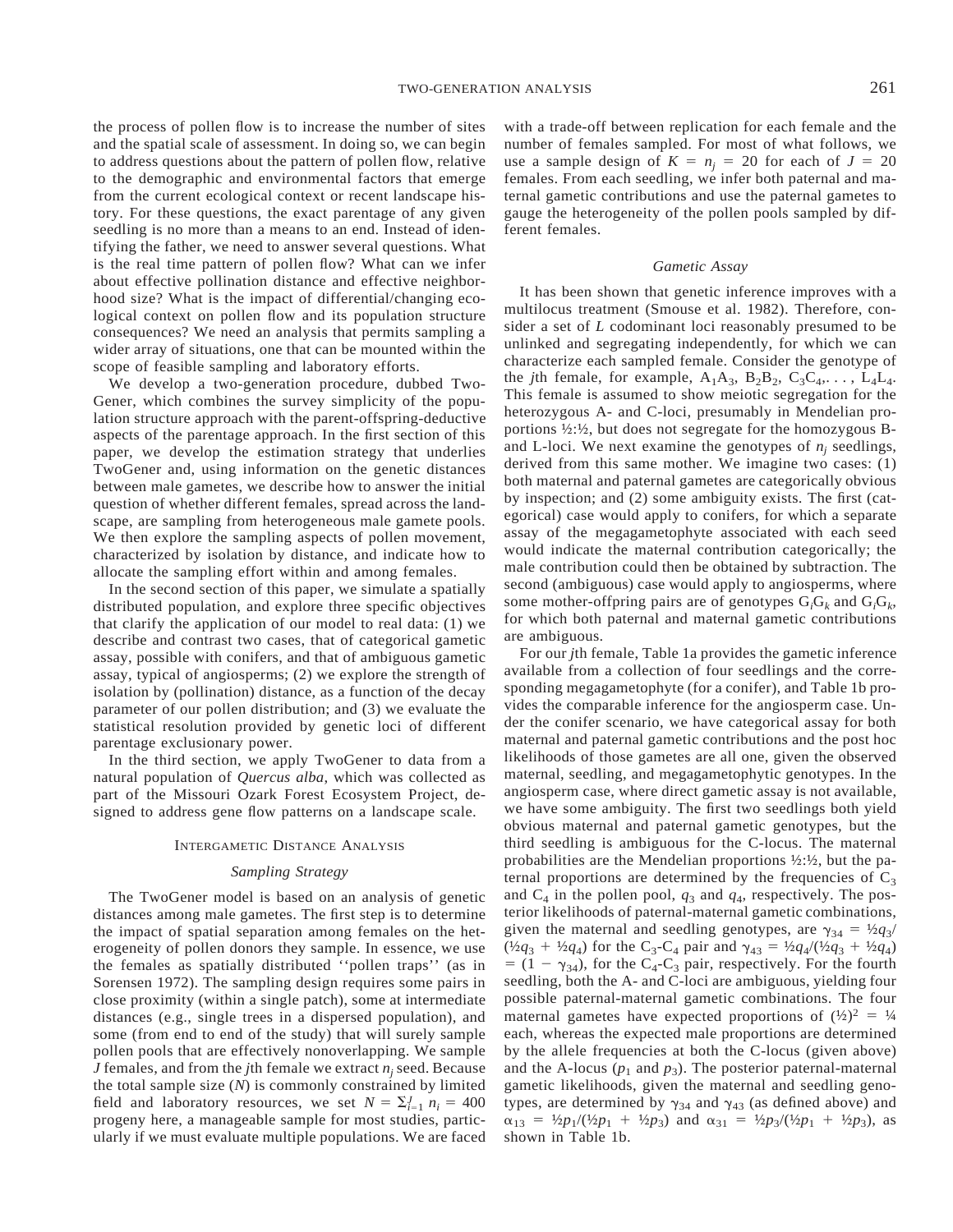the process of pollen flow is to increase the number of sites and the spatial scale of assessment. In doing so, we can begin to address questions about the pattern of pollen flow, relative to the demographic and environmental factors that emerge from the current ecological context or recent landscape history. For these questions, the exact parentage of any given seedling is no more than a means to an end. Instead of identifying the father, we need to answer several questions. What is the real time pattern of pollen flow? What can we infer about effective pollination distance and effective neighborhood size? What is the impact of differential/changing ecological context on pollen flow and its population structure consequences? We need an analysis that permits sampling a wider array of situations, one that can be mounted within the scope of feasible sampling and laboratory efforts.

We develop a two-generation procedure, dubbed TwoGener, which combines the survey simplicity of the population structure approach with the parent-offspring-deductive aspects of the parentage approach. In the first section of this paper, we develop the estimation strategy that underlies TwoGener and, using information on the genetic distances between male gametes, we describe how to answer the initial question of whether different females, spread across the landscape, are sampling from heterogeneous male gamete pools. We then explore the sampling aspects of pollen movement, characterized by isolation by distance, and indicate how to allocate the sampling effort within and among females.

In the second section of this paper, we simulate a spatially distributed population, and explore three specific objectives that clarify the application of our model to real data: (1) we describe and contrast two cases, that of categorical gametic assay, possible with conifers, and that of ambiguous gametic assay, typical of angiosperms; (2) we explore the strength of isolation by (pollination) distance, as a function of the decay parameter of our pollen distribution; and (3) we evaluate the statistical resolution provided by genetic loci of different parentage exclusionary power.

In the third section, we apply TwoGener to data from a natural population of *Quercus alba*, which was collected as part of the Missouri Ozark Forest Ecosystem Project, designed to address gene flow patterns on a landscape scale.

## Intergametic Distance Analysis

### *Sampling Strategy*

The TwoGener model is based on an analysis of genetic distances among male gametes. The first step is to determine the impact of spatial separation among females on the heterogeneity of pollen donors they sample. In essence, we use the females as spatially distributed ''pollen traps'' (as in Sorensen 1972). The sampling design requires some pairs in close proximity (within a single patch), some at intermediate distances (e.g., single trees in a dispersed population), and some (from end to end of the study) that will surely sample pollen pools that are effectively nonoverlapping. We sample $J$ females, and from the $j$th female we extract $n_j$ seed. Because the total sample size ($N$) is commonly constrained by limited field and laboratory resources, we set $N = \Sigma_{i=1}^{J} n_i = 400$ progeny here, a manageable sample for most studies, particularly if we must evaluate multiple populations. We are faced with a trade-off between replication for each female and the number of females sampled. For most of what follows, we use a sample design of $K = n_j = 20$ for each of $J = 20$ females. From each seedling, we infer both paternal and maternal gametic contributions and use the paternal gametes to gauge the heterogeneity of the pollen pools sampled by different females.

### *Gametic Assay*

It has been shown that genetic inference improves with a multilocus treatment (Smouse et al. 1982). Therefore, consider a set of $L$ codominant loci reasonably presumed to be unlinked and segregating independently, for which we can characterize each sampled female. Consider the genotype of the $j$th female, for example, $A_1A_3$, $B_2B_2$, $C_3C_4$, . . . , $L_4L_4$. This female is assumed to show meiotic segregation for the heterozygous A- and C-loci, presumably in Mendelian proportions ½:½, but does not segregate for the homozygous B- and L-loci. We next examine the genotypes of $n_j$ seedlings, derived from this same mother. We imagine two cases: (1) both maternal and paternal gametes are categorically obvious by inspection; and (2) some ambiguity exists. The first (categorical) case would apply to conifers, for which a separate assay of the megagametophyte associated with each seed would indicate the maternal contribution categorically; the male contribution could then be obtained by subtraction. The second (ambiguous) case would apply to angiosperms, where some mother-offpring pairs are of genotypes $G_iG_k$ and $G_iG_k$, for which both paternal and maternal gametic contributions are ambiguous.

For our $j$th female, Table 1a provides the gametic inference available from a collection of four seedlings and the corresponding megagametophyte (for a conifer), and Table 1b provides the comparable inference for the angiosperm case. Under the conifer scenario, we have categorical assay for both maternal and paternal gametic contributions and the post hoc likelihoods of those gametes are all one, given the observed maternal, seedling, and megagametophytic genotypes. In the angiosperm case, where direct gametic assay is not available, we have some ambiguity. The first two seedlings both yield obvious maternal and paternal gametic genotypes, but the third seedling is ambiguous for the C-locus. The maternal probabilities are the Mendelian proportions ½:½, but the paternal proportions are determined by the frequencies of $C_3$ and $C_4$ in the pollen pool, $q_3$ and $q_4$, respectively. The posterior likelihoods of paternal-maternal gametic combinations, given the maternal and seedling genotypes, are $\gamma_{34} = \frac{1}{2}q_3/(\frac{1}{2}q_3 + \frac{1}{2}q_4)$ for the $C_3$-$C_4$ pair and $\gamma_{43} = \frac{1}{2}q_4/(\frac{1}{2}q_3 + \frac{1}{2}q_4) = (1 - \gamma_{34})$, for the $C_4$-$C_3$ pair, respectively. For the fourth seedling, both the A- and C-loci are ambiguous, yielding four possible paternal-maternal gametic combinations. The four maternal gametes have expected proportions of $(\frac{1}{2})^2 = \frac{1}{4}$ each, whereas the expected male proportions are determined by the allele frequencies at both the C-locus (given above) and the A-locus ($p_1$ and $p_3$). The posterior paternal-maternal gametic likelihoods, given the maternal and seedling genotypes, are determined by $\gamma_{34}$ and $\gamma_{43}$ (as defined above) and $\alpha_{13} = \frac{1}{2}p_1/(\frac{1}{2}p_1 + \frac{1}{2}p_3)$ and $\alpha_{31} = \frac{1}{2}p_3/(\frac{1}{2}p_1 + \frac{1}{2}p_3)$, as shown in Table 1b.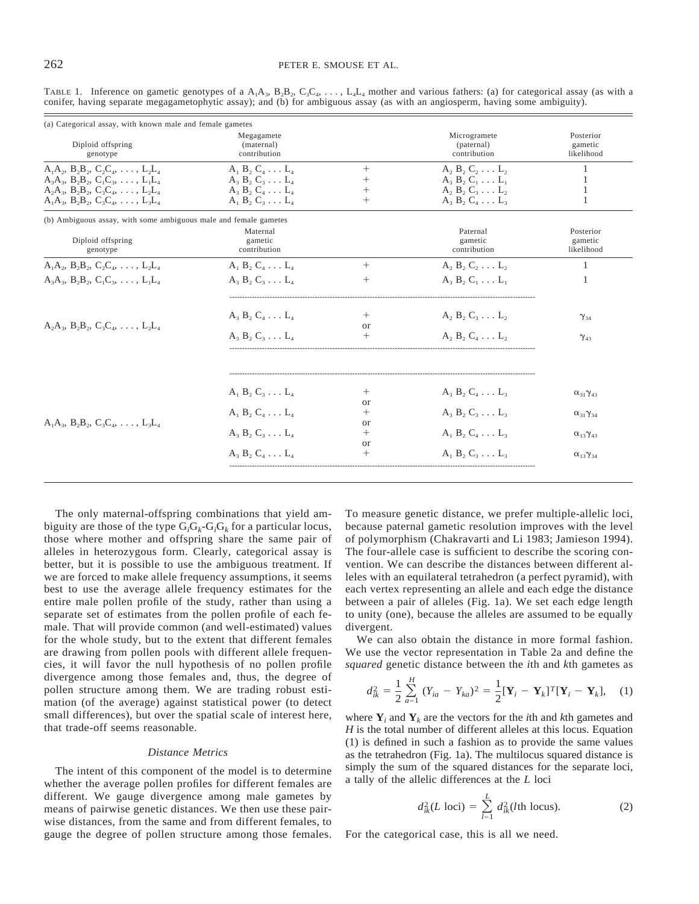TABLE 1. Inference on gametic genotypes of a $A_1A_3$, $B_2B_2$, $C_3C_4$, . . . , $L_4L_4$ mother and various fathers: (a) for categorical assay (as with a conifer, having separate megagametophytic assay); and (b) for ambiguous assay (as with an angiosperm, having some ambiguity).

| Diploid offspring genotype | Megagamete (maternal) contribution | | Microgramete (paternal) contribution | Posterior gametic likelihood |
|---|---|---|---|---|
| (a) Categorical assay, with known male and female gametes | | | | |
| $A_1A_2$, $B_2B_2$, $C_2C_4$, . . . , $L_2L_4$ | $A_1$ $B_2$ $C_4$ . . . $L_4$ | + | $A_2$ $B_2$ $C_2$ . . . $L_2$ | 1 |
| $A_3A_3$, $B_2B_2$, $C_1C_3$, . . . , $L_1L_4$ | $A_3$ $B_2$ $C_3$ . . . $L_4$ | + | $A_3$ $B_2$ $C_1$ . . . $L_1$ | 1 |
| $A_2A_3$, $B_2B_2$, $C_3C_4$, . . . , $L_2L_4$ | $A_3$ $B_2$ $C_4$ . . . $L_4$ | + | $A_2$ $B_2$ $C_3$ . . . $L_2$ | 1 |
| $A_1A_3$, $B_2B_2$, $C_3C_4$, . . . , $L_3L_4$ | $A_1$ $B_2$ $C_3$ . . . $L_4$ | + | $A_3$ $B_2$ $C_4$ . . . $L_3$ | 1 |

| Diploid offspring genotype | Maternal gametic contribution | | Paternal gametic contribution | Posterior gametic likelihood |
|---|---|---|---|---|
| (b) Ambiguous assay, with some ambiguous male and female gametes | | | | |
| $A_1A_2$, $B_2B_2$, $C_2C_4$, . . . , $L_2L_4$ | $A_1$ $B_2$ $C_4$ . . . $L_4$ | + | $A_2$ $B_2$ $C_2$ . . . $L_2$ | 1 |
| $A_3A_3$, $B_2B_2$, $C_1C_3$, . . . , $L_1L_4$ | $A_3$ $B_2$ $C_3$ . . . $L_4$ | + | $A_3$ $B_2$ $C_1$ . . . $L_1$ | 1 |
| $A_2A_3$, $B_2B_2$, $C_3C_4$, . . . , $L_2L_4$ | $A_3$ $B_2$ $C_4$ . . . $L_4$ | + | $A_2$ $B_2$ $C_3$ . . . $L_2$ | $\gamma_{34}$ |
| | | or | | |
| | $A_3$ $B_2$ $C_3$ . . . $L_4$ | + | $A_2$ $B_2$ $C_4$ . . . $L_2$ | $\gamma_{43}$ |
| $A_1A_3$, $B_2B_2$, $C_3C_4$, . . . , $L_3L_4$ | $A_1$ $B_2$ $C_3$ . . . $L_4$ | + | $A_3$ $B_2$ $C_4$ . . . $L_3$ | $\alpha_{31}\gamma_{43}$ |
| | | or | | |
| | $A_1$ $B_2$ $C_4$ . . . $L_4$ | + | $A_3$ $B_2$ $C_3$ . . . $L_3$ | $\alpha_{31}\gamma_{34}$ |
| | | or | | |
| | $A_3$ $B_2$ $C_3$ . . . $L_4$ | + | $A_1$ $B_2$ $C_4$ . . . $L_3$ | $\alpha_{13}\gamma_{43}$ |
| | | or | | |
| | $A_3$ $B_2$ $C_4$ . . . $L_4$ | + | $A_1$ $B_2$ $C_3$ . . . $L_3$ | $\alpha_{13}\gamma_{34}$ |

The only maternal-offspring combinations that yield ambiguity are those of the type $G_jG_k$-$G_jG_k$ for a particular locus, those where mother and offspring share the same pair of alleles in heterozygous form. Clearly, categorical assay is better, but it is possible to use the ambiguous treatment. If we are forced to make allele frequency assumptions, it seems best to use the average allele frequency estimates for the entire male pollen profile of the study, rather than using a separate set of estimates from the pollen profile of each female. That will provide common (and well-estimated) values for the whole study, but to the extent that different females are drawing from pollen pools with different allele frequencies, it will favor the null hypothesis of no pollen profile divergence among those females and, thus, the degree of pollen structure among them. We are trading robust estimation (of the average) against statistical power (to detect small differences), but over the spatial scale of interest here, that trade-off seems reasonable.

### *Distance Metrics*

The intent of this component of the model is to determine whether the average pollen profiles for different females are different. We gauge divergence among male gametes by means of pairwise genetic distances. We then use these pairwise distances, from the same and from different females, to gauge the degree of pollen structure among those females. To measure genetic distance, we prefer multiple-allelic loci, because paternal gametic resolution improves with the level of polymorphism (Chakravarti and Li 1983; Jamieson 1994). The four-allele case is sufficient to describe the scoring convention. We can describe the distances between different alleles with an equilateral tetrahedron (a perfect pyramid), with each vertex representing an allele and each edge the distance between a pair of alleles (Fig. 1a). We set each edge length to unity (one), because the alleles are assumed to be equally divergent.

We can also obtain the distance in more formal fashion. We use the vector representation in Table 2a and define the *squared* genetic distance between the *i*th and *k*th gametes as

$$d_{ik}^2 = \frac{1}{2}\sum_{a=1}^{H}(Y_{ia} - Y_{ka})^2 = \frac{1}{2}[\mathbf{Y}_i - \mathbf{Y}_k]^T[\mathbf{Y}_i - \mathbf{Y}_k], \quad (1)$$

where $\mathbf{Y}_i$ and $\mathbf{Y}_k$ are the vectors for the *i*th and *k*th gametes and $H$ is the total number of different alleles at this locus. Equation (1) is defined in such a fashion as to provide the same values as the tetrahedron (Fig. 1a). The multilocus squared distance is simply the sum of the squared distances for the separate loci, a tally of the allelic differences at the $L$ loci

$$d_{ik}^2(L \text{ loci}) = \sum_{l=1}^{L} d_{ik}^2(l\text{th locus}). \quad (2)$$

For the categorical case, this is all we need.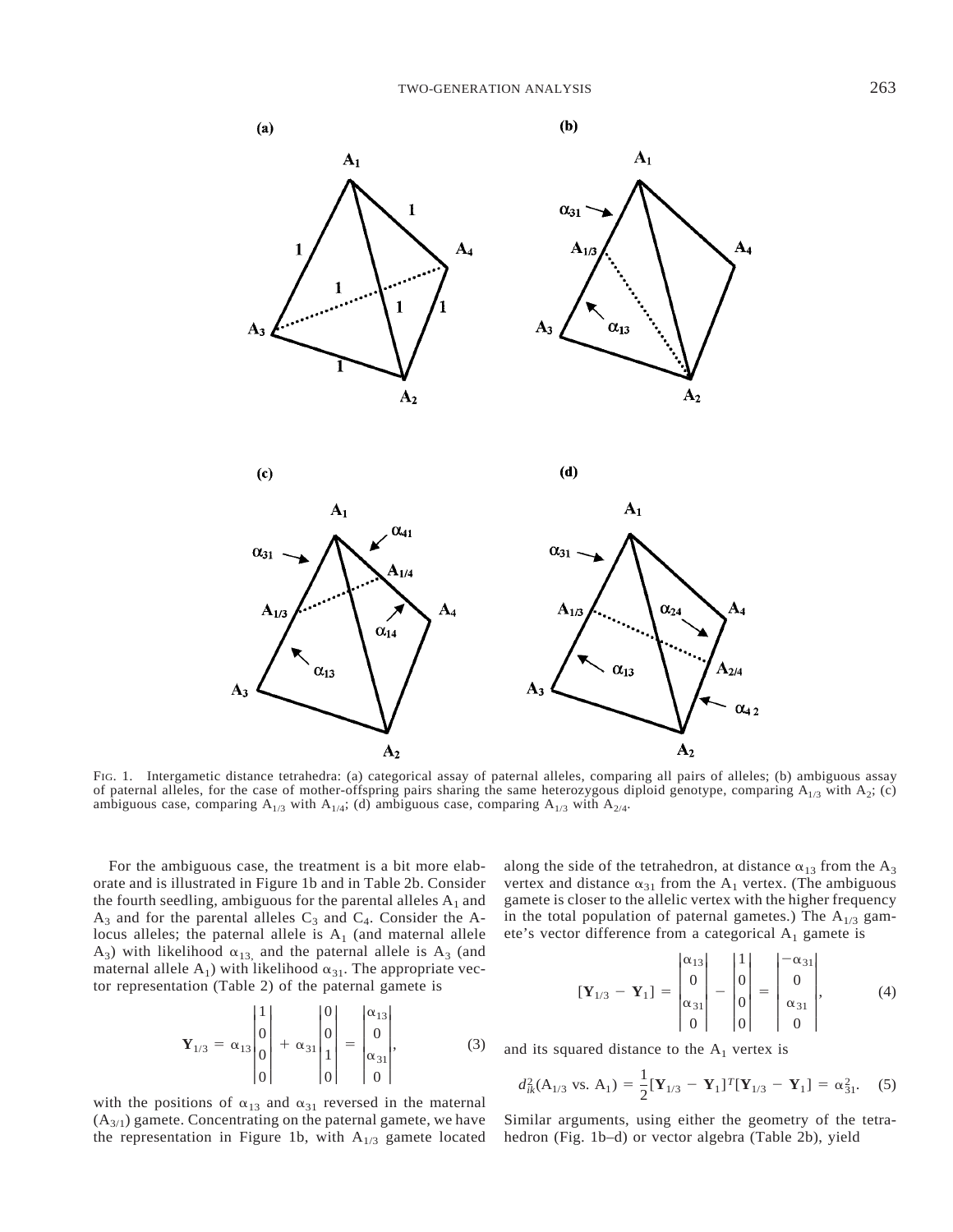FIG. 1. Intergametic distance tetrahedra: (a) categorical assay of paternal alleles, comparing all pairs of alleles; (b) ambiguous assay of paternal alleles, for the case of mother-offspring pairs sharing the same heterozygous diploid genotype, comparing $A_{1/3}$ with $A_2$; (c) ambiguous case, comparing $A_{1/3}$ with $A_{1/4}$; (d) ambiguous case, comparing $A_{1/3}$ with $A_{2/4}$.

For the ambiguous case, the treatment is a bit more elaborate and is illustrated in Figure 1b and in Table 2b. Consider the fourth seedling, ambiguous for the parental alleles $A_1$ and $A_3$ and for the parental alleles $C_3$ and $C_4$. Consider the A-locus alleles; the paternal allele is $A_1$ (and maternal allele $A_3$) with likelihood $\alpha_{13,}$ and the paternal allele is $A_3$ (and maternal allele $A_1$) with likelihood $\alpha_{31}$. The appropriate vector representation (Table 2) of the paternal gamete is

$$\mathbf{Y}_{1/3} = \alpha_{13}\begin{vmatrix}1\\0\\0\\0\end{vmatrix} + \alpha_{31}\begin{vmatrix}0\\0\\1\\0\end{vmatrix} = \begin{vmatrix}\alpha_{13}\\0\\\alpha_{31}\\0\end{vmatrix}, \tag{3}$$

with the positions of $\alpha_{13}$ and $\alpha_{31}$ reversed in the maternal ($A_{3/1}$) gamete. Concentrating on the paternal gamete, we have the representation in Figure 1b, with $A_{1/3}$ gamete located along the side of the tetrahedron, at distance $\alpha_{13}$ from the $A_3$ vertex and distance $\alpha_{31}$ from the $A_1$ vertex. (The ambiguous gamete is closer to the allelic vertex with the higher frequency in the total population of paternal gametes.) The $A_{1/3}$ gamete's vector difference from a categorical $A_1$ gamete is

$$[\mathbf{Y}_{1/3} - \mathbf{Y}_1] = \begin{vmatrix}\alpha_{13}\\0\\\alpha_{31}\\0\end{vmatrix} - \begin{vmatrix}1\\0\\0\\0\end{vmatrix} = \begin{vmatrix}-\alpha_{31}\\0\\\alpha_{31}\\0\end{vmatrix}, \tag{4}$$

and its squared distance to the $A_1$ vertex is

$$d^2_{ik}(A_{1/3} \text{ vs. } A_1) = \frac{1}{2}[\mathbf{Y}_{1/3} - \mathbf{Y}_1]^T[\mathbf{Y}_{1/3} - \mathbf{Y}_1] = \alpha^2_{31}. \tag{5}$$

Similar arguments, using either the geometry of the tetrahedron (Fig. 1b–d) or vector algebra (Table 2b), yield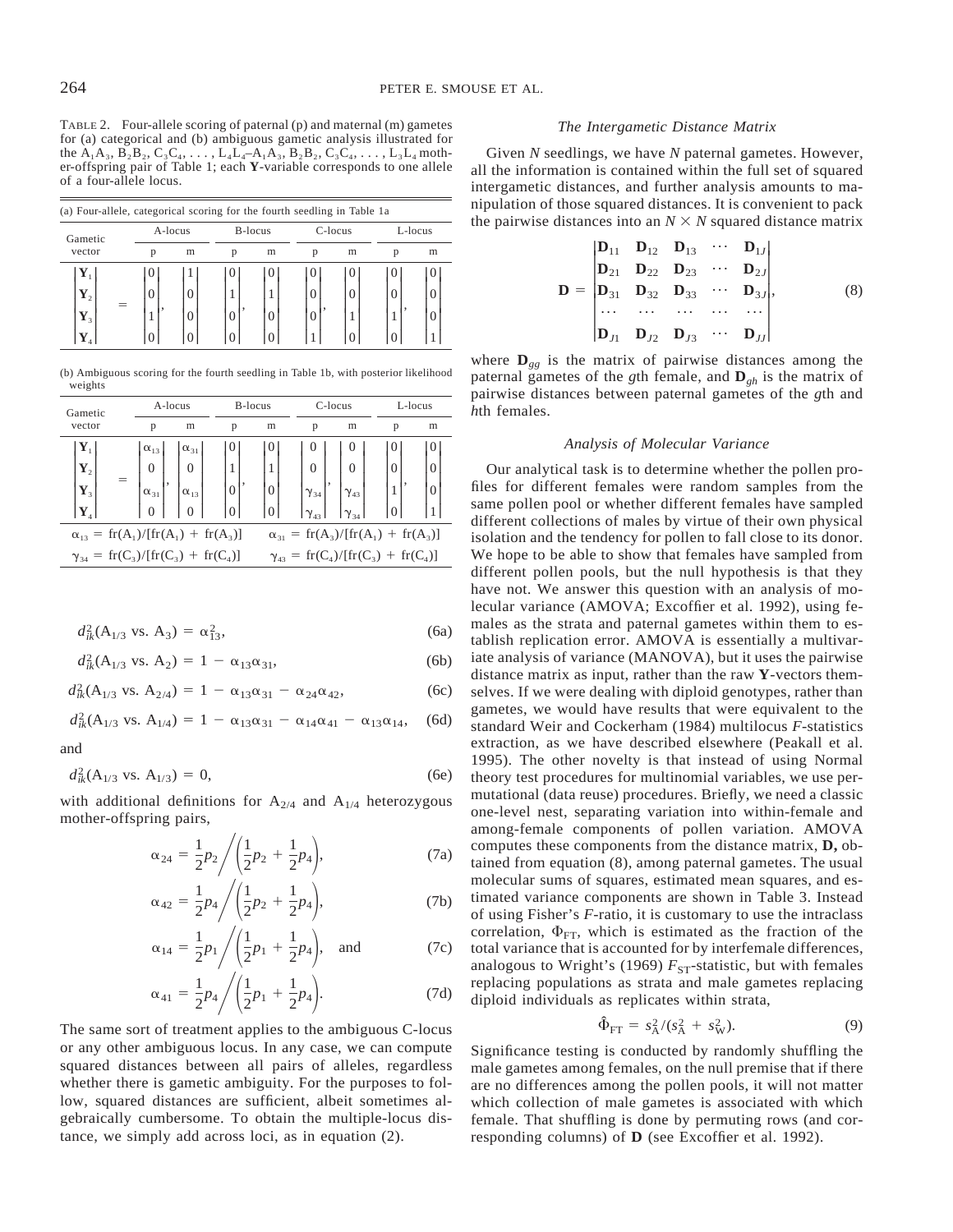TABLE 2. Four-allele scoring of paternal (p) and maternal (m) gametes for (a) categorical and (b) ambiguous gametic analysis illustrated for the $A_1A_3$, $B_2B_2$, $C_3C_4$, . . . , $L_4L_4$–$A_1A_3$, $B_2B_2$, $C_3C_4$, . . . , $L_3L_4$ mother-offspring pair of Table 1; each **Y**-variable corresponds to one allele of a four-allele locus.

(a) Four-allele, categorical scoring for the fourth seedling in Table 1a

| Gametic vector | | A-locus p | A-locus m | B-locus p | B-locus m | C-locus p | C-locus m | L-locus p | L-locus m |
|---|---|---|---|---|---|---|---|---|---|
| $\mathbf{Y}_1$ | = | 0 | 1 | 0 | 0 | 0 | 0 | 0 | 0 |
| $\mathbf{Y}_2$ | | 0 | 0 | 1 | 1 | 0 | 0 | 0 | 0 |
| $\mathbf{Y}_3$ | | 1 | 0 | 0 | 0 | 0 | 1 | 1 | 0 |
| $\mathbf{Y}_4$ | | 0 | 0 | 0 | 0 | 1 | 0 | 0 | 1 |

(b) Ambiguous scoring for the fourth seedling in Table 1b, with posterior likelihood weights

| Gametic vector | | A-locus p | A-locus m | B-locus p | B-locus m | C-locus p | C-locus m | L-locus p | L-locus m |
|---|---|---|---|---|---|---|---|---|---|
| $\mathbf{Y}_1$ | = | $\alpha_{13}$ | $\alpha_{31}$ | 0 | 0 | 0 | 0 | 0 | 0 |
| $\mathbf{Y}_2$ | | 0 | 0 | 1 | 1 | 0 | 0 | 0 | 0 |
| $\mathbf{Y}_3$ | | $\alpha_{31}$ | $\alpha_{13}$ | 0 | 0 | $\gamma_{34}$ | $\gamma_{43}$ | 1 | 0 |
| $\mathbf{Y}_4$ | | 0 | 0 | 0 | 0 | $\gamma_{43}$ | $\gamma_{34}$ | 0 | 1 |

$\alpha_{13} = \mathrm{fr}(A_1)/[\mathrm{fr}(A_1) + \mathrm{fr}(A_3)]$  $\alpha_{31} = \mathrm{fr}(A_3)/[\mathrm{fr}(A_1) + \mathrm{fr}(A_3)]$

$\gamma_{34} = \mathrm{fr}(C_3)/[\mathrm{fr}(C_3) + \mathrm{fr}(C_4)]$  $\gamma_{43} = \mathrm{fr}(C_4)/[\mathrm{fr}(C_3) + \mathrm{fr}(C_4)]$

$$d^2_{ik}(A_{1/3} \text{ vs. } A_3) = \alpha^2_{13}, \tag{6a}$$

$$d^2_{ik}(A_{1/3} \text{ vs. } A_2) = 1 - \alpha_{13}\alpha_{31}, \tag{6b}$$

$$d^2_{ik}(A_{1/3} \text{ vs. } A_{2/4}) = 1 - \alpha_{13}\alpha_{31} - \alpha_{24}\alpha_{42}, \tag{6c}$$

$$d^2_{ik}(A_{1/3} \text{ vs. } A_{1/4}) = 1 - \alpha_{13}\alpha_{31} - \alpha_{14}\alpha_{41} - \alpha_{13}\alpha_{14}, \tag{6d}$$

and

$$d^2_{ik}(A_{1/3} \text{ vs. } A_{1/3}) = 0, \tag{6e}$$

with additional definitions for $A_{2/4}$ and $A_{1/4}$ heterozygous mother-offspring pairs,

$$\alpha_{24} = \frac{1}{2}p_2 \bigg/ \left(\frac{1}{2}p_2 + \frac{1}{2}p_4\right), \tag{7a}$$

$$\alpha_{42} = \frac{1}{2}p_4 \bigg/ \left(\frac{1}{2}p_2 + \frac{1}{2}p_4\right), \tag{7b}$$

$$\alpha_{14} = \frac{1}{2}p_1 \bigg/ \left(\frac{1}{2}p_1 + \frac{1}{2}p_4\right), \quad \text{and} \tag{7c}$$

$$\alpha_{41} = \frac{1}{2}p_4 \bigg/ \left(\frac{1}{2}p_1 + \frac{1}{2}p_4\right). \tag{7d}$$

The same sort of treatment applies to the ambiguous C-locus or any other ambiguous locus. In any case, we can compute squared distances between all pairs of alleles, regardless whether there is gametic ambiguity. For the purposes to follow, squared distances are sufficient, albeit sometimes algebraically cumbersome. To obtain the multiple-locus distance, we simply add across loci, as in equation (2).

### *The Intergametic Distance Matrix*

Given $N$ seedlings, we have $N$ paternal gametes. However, all the information is contained within the full set of squared intergametic distances, and further analysis amounts to manipulation of those squared distances. It is convenient to pack the pairwise distances into an $N \times N$ squared distance matrix

$$\mathbf{D} = \begin{vmatrix} \mathbf{D}_{11} & \mathbf{D}_{12} & \mathbf{D}_{13} & \cdots & \mathbf{D}_{1J} \\ \mathbf{D}_{21} & \mathbf{D}_{22} & \mathbf{D}_{23} & \cdots & \mathbf{D}_{2J} \\ \mathbf{D}_{31} & \mathbf{D}_{32} & \mathbf{D}_{33} & \cdots & \mathbf{D}_{3J} \\ \cdots & \cdots & \cdots & \cdots & \cdots \\ \mathbf{D}_{J1} & \mathbf{D}_{J2} & \mathbf{D}_{J3} & \cdots & \mathbf{D}_{JJ} \end{vmatrix}, \tag{8}$$

where $\mathbf{D}_{gg}$ is the matrix of pairwise distances among the paternal gametes of the $g$th female, and $\mathbf{D}_{gh}$ is the matrix of pairwise distances between paternal gametes of the $g$th and $h$th females.

### *Analysis of Molecular Variance*

Our analytical task is to determine whether the pollen profiles for different females were random samples from the same pollen pool or whether different females have sampled different collections of males by virtue of their own physical isolation and the tendency for pollen to fall close to its donor. We hope to be able to show that females have sampled from different pollen pools, but the null hypothesis is that they have not. We answer this question with an analysis of molecular variance (AMOVA; Excoffier et al. 1992), using females as the strata and paternal gametes within them to establish replication error. AMOVA is essentially a multivariate analysis of variance (MANOVA), but it uses the pairwise distance matrix as input, rather than the raw **Y**-vectors themselves. If we were dealing with diploid genotypes, rather than gametes, we would have results that were equivalent to the standard Weir and Cockerham (1984) multilocus $F$-statistics extraction, as we have described elsewhere (Peakall et al. 1995). The other novelty is that instead of using Normal theory test procedures for multinomial variables, we use permutational (data reuse) procedures. Briefly, we need a classic one-level nest, separating variation into within-female and among-female components of pollen variation. AMOVA computes these components from the distance matrix, **D,** obtained from equation (8), among paternal gametes. The usual molecular sums of squares, estimated mean squares, and estimated variance components are shown in Table 3. Instead of using Fisher's $F$-ratio, it is customary to use the intraclass correlation, $\Phi_{FT}$, which is estimated as the fraction of the total variance that is accounted for by interfemale differences, analogous to Wright's (1969) $F_{ST}$-statistic, but with females replacing populations as strata and male gametes replacing diploid individuals as replicates within strata,

$$\hat{\Phi}_{FT} = s^2_A/(s^2_A + s^2_W). \tag{9}$$

Significance testing is conducted by randomly shuffling the male gametes among females, on the null premise that if there are no differences among the pollen pools, it will not matter which collection of male gametes is associated with which female. That shuffling is done by permuting rows (and corresponding columns) of **D** (see Excoffier et al. 1992).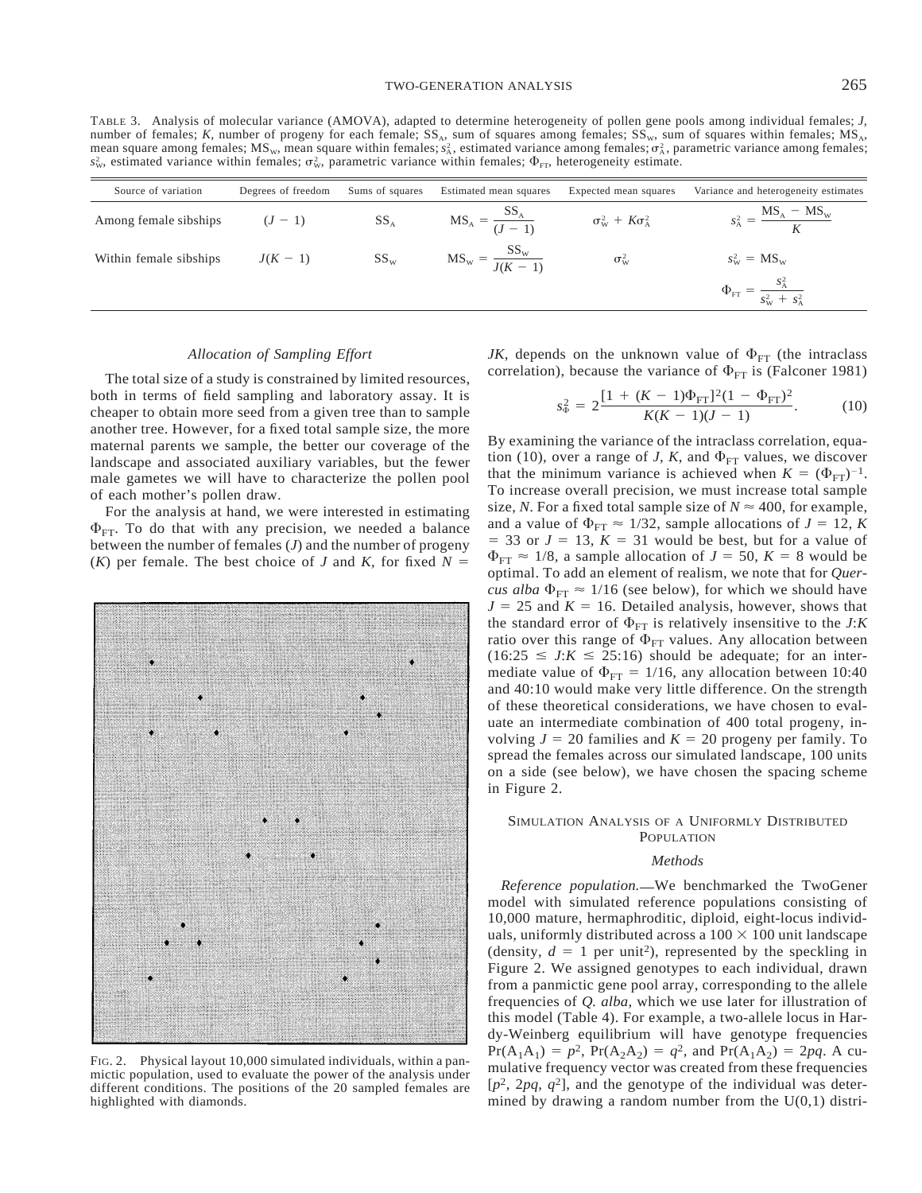TABLE 3. Analysis of molecular variance (AMOVA), adapted to determine heterogeneity of pollen gene pools among individual females; $J$, number of females; $K$, number of progeny for each female; $SS_A$, sum of squares among females; $SS_W$, sum of squares within females; $MS_A$, mean square among females; $MS_W$, mean square within females; $s_A^2$, estimated variance among females; $\sigma_A^2$, parametric variance among females; $s_W^2$, estimated variance within females; $\sigma_W^2$, parametric variance within females; $\Phi_{FT}$, heterogeneity estimate.

| Source of variation | Degrees of freedom | Sums of squares | Estimated mean squares | Expected mean squares | Variance and heterogeneity estimates |
|---|---|---|---|---|---|
| Among female sibships | $(J - 1)$ | $SS_A$ | $MS_A = \frac{SS_A}{(J-1)}$ | $\sigma_W^2 + K\sigma_A^2$ | $s_A^2 = \frac{MS_A - MS_W}{K}$ |
| Within female sibships | $J(K - 1)$ | $SS_W$ | $MS_W = \frac{SS_W}{J(K-1)}$ | $\sigma_W^2$ | $s_W^2 = MS_W$ |
| | | | | | $\Phi_{FT} = \frac{s_A^2}{s_W^2 + s_A^2}$ |

*Allocation of Sampling Effort*

The total size of a study is constrained by limited resources, both in terms of field sampling and laboratory assay. It is cheaper to obtain more seed from a given tree than to sample another tree. However, for a fixed total sample size, the more maternal parents we sample, the better our coverage of the landscape and associated auxiliary variables, but the fewer male gametes we will have to characterize the pollen pool of each mother's pollen draw.

For the analysis at hand, we were interested in estimating $\Phi_{FT}$. To do that with any precision, we needed a balance between the number of females ($J$) and the number of progeny ($K$) per female. The best choice of $J$ and $K$, for fixed $N = JK$, depends on the unknown value of $\Phi_{FT}$ (the intraclass correlation), because the variance of $\Phi_{FT}$ is (Falconer 1981)

$$s_\Phi^2 = 2\frac{[1 + (K - 1)\Phi_{FT}]^2(1 - \Phi_{FT})^2}{K(K - 1)(J - 1)}. \qquad (10)$$

By examining the variance of the intraclass correlation, equation (10), over a range of $J$, $K$, and $\Phi_{FT}$ values, we discover that the minimum variance is achieved when $K = (\Phi_{FT})^{-1}$. To increase overall precision, we must increase total sample size, $N$. For a fixed total sample size of $N \approx 400$, for example, and a value of $\Phi_{FT} \approx 1/32$, sample allocations of $J = 12$, $K = 33$ or $J = 13$, $K = 31$ would be best, but for a value of $\Phi_{FT} \approx 1/8$, a sample allocation of $J = 50$, $K = 8$ would be optimal. To add an element of realism, we note that for *Quercus alba* $\Phi_{FT} \approx 1/16$ (see below), for which we should have $J = 25$ and $K = 16$. Detailed analysis, however, shows that the standard error of $\Phi_{FT}$ is relatively insensitive to the $J$:$K$ ratio over this range of $\Phi_{FT}$ values. Any allocation between $(16{:}25 \leq J{:}K \leq 25{:}16)$ should be adequate; for an intermediate value of $\Phi_{FT} = 1/16$, any allocation between 10:40 and 40:10 would make very little difference. On the strength of these theoretical considerations, we have chosen to evaluate an intermediate combination of 400 total progeny, involving $J = 20$ families and $K = 20$ progeny per family. To spread the females across our simulated landscape, 100 units on a side (see below), we have chosen the spacing scheme in Figure 2.

FIG. 2. Physical layout 10,000 simulated individuals, within a panmictic population, used to evaluate the power of the analysis under different conditions. The positions of the 20 sampled females are highlighted with diamonds.

## SIMULATION ANALYSIS OF A UNIFORMLY DISTRIBUTED POPULATION

### *Methods*

*Reference population.*—We benchmarked the TwoGener model with simulated reference populations consisting of 10,000 mature, hermaphroditic, diploid, eight-locus individuals, uniformly distributed across a $100 \times 100$ unit landscape (density, $d = 1$ per unit$^2$), represented by the speckling in Figure 2. We assigned genotypes to each individual, drawn from a panmictic gene pool array, corresponding to the allele frequencies of *Q. alba*, which we use later for illustration of this model (Table 4). For example, a two-allele locus in Hardy-Weinberg equilibrium will have genotype frequencies $\Pr(A_1A_1) = p^2$, $\Pr(A_2A_2) = q^2$, and $\Pr(A_1A_2) = 2pq$. A cumulative frequency vector was created from these frequencies $[p^2, 2pq, q^2]$, and the genotype of the individual was determined by drawing a random number from the U(0,1) distri-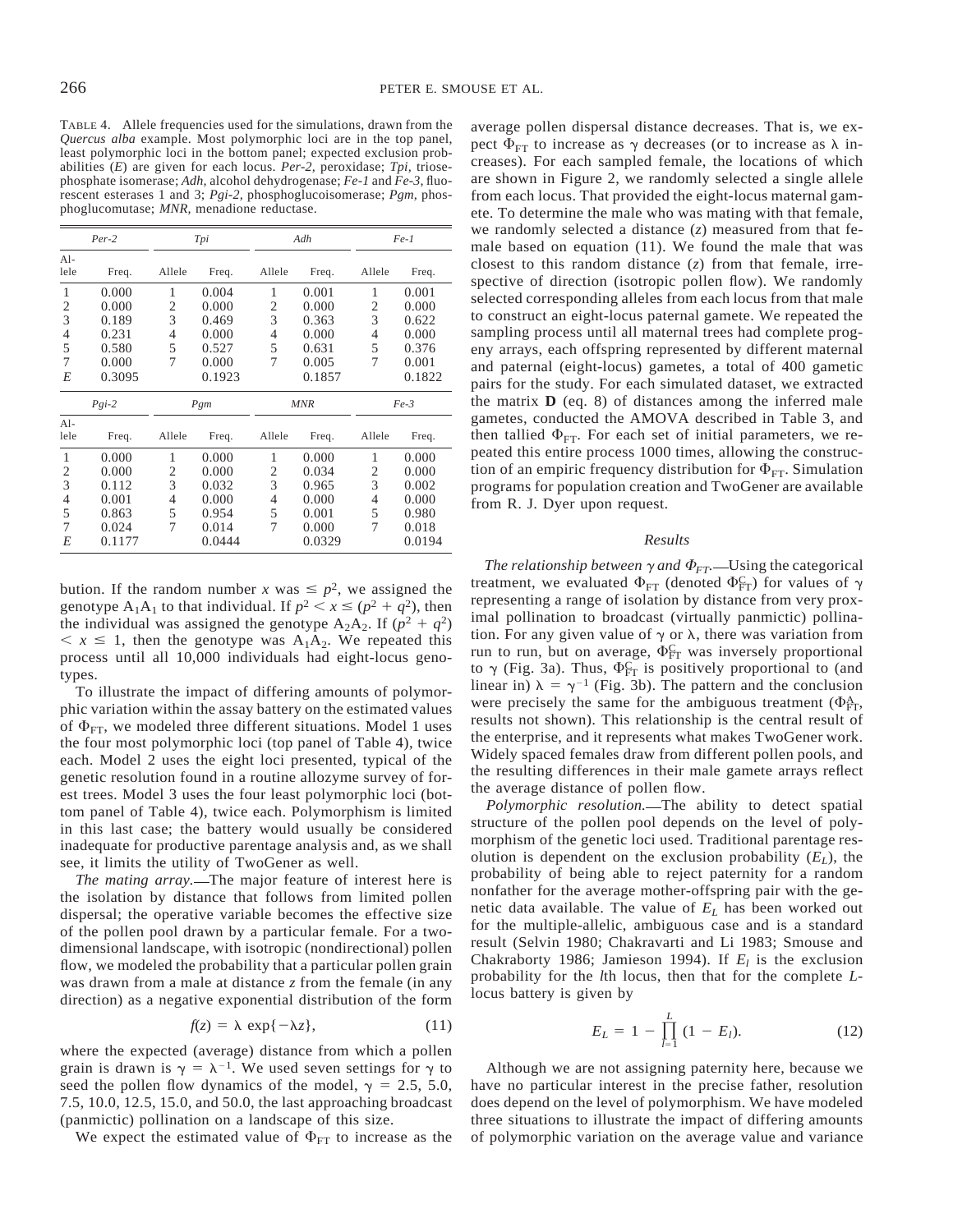TABLE 4. Allele frequencies used for the simulations, drawn from the *Quercus alba* example. Most polymorphic loci are in the top panel, least polymorphic loci in the bottom panel; expected exclusion probabilities ($E$) are given for each locus. *Per-2*, peroxidase; *Tpi*, triosephosphate isomerase; *Adh*, alcohol dehydrogenase; *Fe-1* and *Fe-3*, fluorescent esterases 1 and 3; *Pgi-2*, phosphoglucoisomerase; *Pgm*, phosphoglucomutase; *MNR*, menadione reductase.

| *Per-2* | | *Tpi* | | *Adh* | | *Fe-1* | |
|---|---|---|---|---|---|---|---|
| Allele | Freq. | Allele | Freq. | Allele | Freq. | Allele | Freq. |
| 1 | 0.000 | 1 | 0.004 | 1 | 0.001 | 1 | 0.001 |
| 2 | 0.000 | 2 | 0.000 | 2 | 0.000 | 2 | 0.000 |
| 3 | 0.189 | 3 | 0.469 | 3 | 0.363 | 3 | 0.622 |
| 4 | 0.231 | 4 | 0.000 | 4 | 0.000 | 4 | 0.000 |
| 5 | 0.580 | 5 | 0.527 | 5 | 0.631 | 5 | 0.376 |
| 7 | 0.000 | 7 | 0.000 | 7 | 0.005 | 7 | 0.001 |
| $E$ | 0.3095 | | 0.1923 | | 0.1857 | | 0.1822 |

| *Pgi-2* | | *Pgm* | | *MNR* | | *Fe-3* | |
|---|---|---|---|---|---|---|---|
| Allele | Freq. | Allele | Freq. | Allele | Freq. | Allele | Freq. |
| 1 | 0.000 | 1 | 0.000 | 1 | 0.000 | 1 | 0.000 |
| 2 | 0.000 | 2 | 0.000 | 2 | 0.034 | 2 | 0.000 |
| 3 | 0.112 | 3 | 0.032 | 3 | 0.965 | 3 | 0.002 |
| 4 | 0.001 | 4 | 0.000 | 4 | 0.000 | 4 | 0.000 |
| 5 | 0.863 | 5 | 0.954 | 5 | 0.001 | 5 | 0.980 |
| 7 | 0.024 | 7 | 0.014 | 7 | 0.000 | 7 | 0.018 |
| $E$ | 0.1177 | | 0.0444 | | 0.0329 | | 0.0194 |

bution. If the random number $x$ was $\leq p^2$, we assigned the genotype $A_1A_1$ to that individual. If $p^2 < x \leq (p^2 + q^2)$, then the individual was assigned the genotype $A_2A_2$. If $(p^2 + q^2) < x \leq 1$, then the genotype was $A_1A_2$. We repeated this process until all 10,000 individuals had eight-locus genotypes.

To illustrate the impact of differing amounts of polymorphic variation within the assay battery on the estimated values of $\Phi_{FT}$, we modeled three different situations. Model 1 uses the four most polymorphic loci (top panel of Table 4), twice each. Model 2 uses the eight loci presented, typical of the genetic resolution found in a routine allozyme survey of forest trees. Model 3 uses the four least polymorphic loci (bottom panel of Table 4), twice each. Polymorphism is limited in this last case; the battery would usually be considered inadequate for productive parentage analysis and, as we shall see, it limits the utility of TwoGener as well.

*The mating array.*—The major feature of interest here is the isolation by distance that follows from limited pollen dispersal; the operative variable becomes the effective size of the pollen pool drawn by a particular female. For a two-dimensional landscape, with isotropic (nondirectional) pollen flow, we modeled the probability that a particular pollen grain was drawn from a male at distance $z$ from the female (in any direction) as a negative exponential distribution of the form

$$f(z) = \lambda \exp\{-\lambda z\}, \tag{11}$$

where the expected (average) distance from which a pollen grain is drawn is $\gamma = \lambda^{-1}$. We used seven settings for $\gamma$ to seed the pollen flow dynamics of the model, $\gamma = 2.5$, 5.0, 7.5, 10.0, 12.5, 15.0, and 50.0, the last approaching broadcast (panmictic) pollination on a landscape of this size.

We expect the estimated value of $\Phi_{FT}$ to increase as the average pollen dispersal distance decreases. That is, we expect $\Phi_{FT}$ to increase as $\gamma$ decreases (or to increase as $\lambda$ increases). For each sampled female, the locations of which are shown in Figure 2, we randomly selected a single allele from each locus. That provided the eight-locus maternal gamete. To determine the male who was mating with that female, we randomly selected a distance ($z$) measured from that female based on equation (11). We found the male that was closest to this random distance ($z$) from that female, irrespective of direction (isotropic pollen flow). We randomly selected corresponding alleles from each locus from that male to construct an eight-locus paternal gamete. We repeated the sampling process until all maternal trees had complete progeny arrays, each offspring represented by different maternal and paternal (eight-locus) gametes, a total of 400 gametic pairs for the study. For each simulated dataset, we extracted the matrix **D** (eq. 8) of distances among the inferred male gametes, conducted the AMOVA described in Table 3, and then tallied $\Phi_{FT}$. For each set of initial parameters, we repeated this entire process 1000 times, allowing the construction of an empiric frequency distribution for $\Phi_{FT}$. Simulation programs for population creation and TwoGener are available from R. J. Dyer upon request.

## *Results*

*The relationship between $\gamma$ and $\Phi_{FT}$.*—Using the categorical treatment, we evaluated $\Phi_{FT}$ (denoted $\Phi_{FT}^{C}$) for values of $\gamma$ representing a range of isolation by distance from very proximal pollination to broadcast (virtually panmictic) pollination. For any given value of $\gamma$ or $\lambda$, there was variation from run to run, but on average, $\Phi_{FT}^{C}$ was inversely proportional to $\gamma$ (Fig. 3a). Thus, $\Phi_{FT}^{C}$ is positively proportional to (and linear in) $\lambda = \gamma^{-1}$ (Fig. 3b). The pattern and the conclusion were precisely the same for the ambiguous treatment ($\Phi_{FT}^{A}$, results not shown). This relationship is the central result of the enterprise, and it represents what makes TwoGener work. Widely spaced females draw from different pollen pools, and the resulting differences in their male gamete arrays reflect the average distance of pollen flow.

*Polymorphic resolution.*—The ability to detect spatial structure of the pollen pool depends on the level of polymorphism of the genetic loci used. Traditional parentage resolution is dependent on the exclusion probability ($E_L$), the probability of being able to reject paternity for a random nonfather for the average mother-offspring pair with the genetic data available. The value of $E_L$ has been worked out for the multiple-allelic, ambiguous case and is a standard result (Selvin 1980; Chakravarti and Li 1983; Smouse and Chakraborty 1986; Jamieson 1994). If $E_l$ is the exclusion probability for the $l$th locus, then that for the complete $L$-locus battery is given by

$$E_L = 1 - \prod_{l=1}^{L} (1 - E_l). \tag{12}$$

Although we are not assigning paternity here, because we have no particular interest in the precise father, resolution does depend on the level of polymorphism. We have modeled three situations to illustrate the impact of differing amounts of polymorphic variation on the average value and variance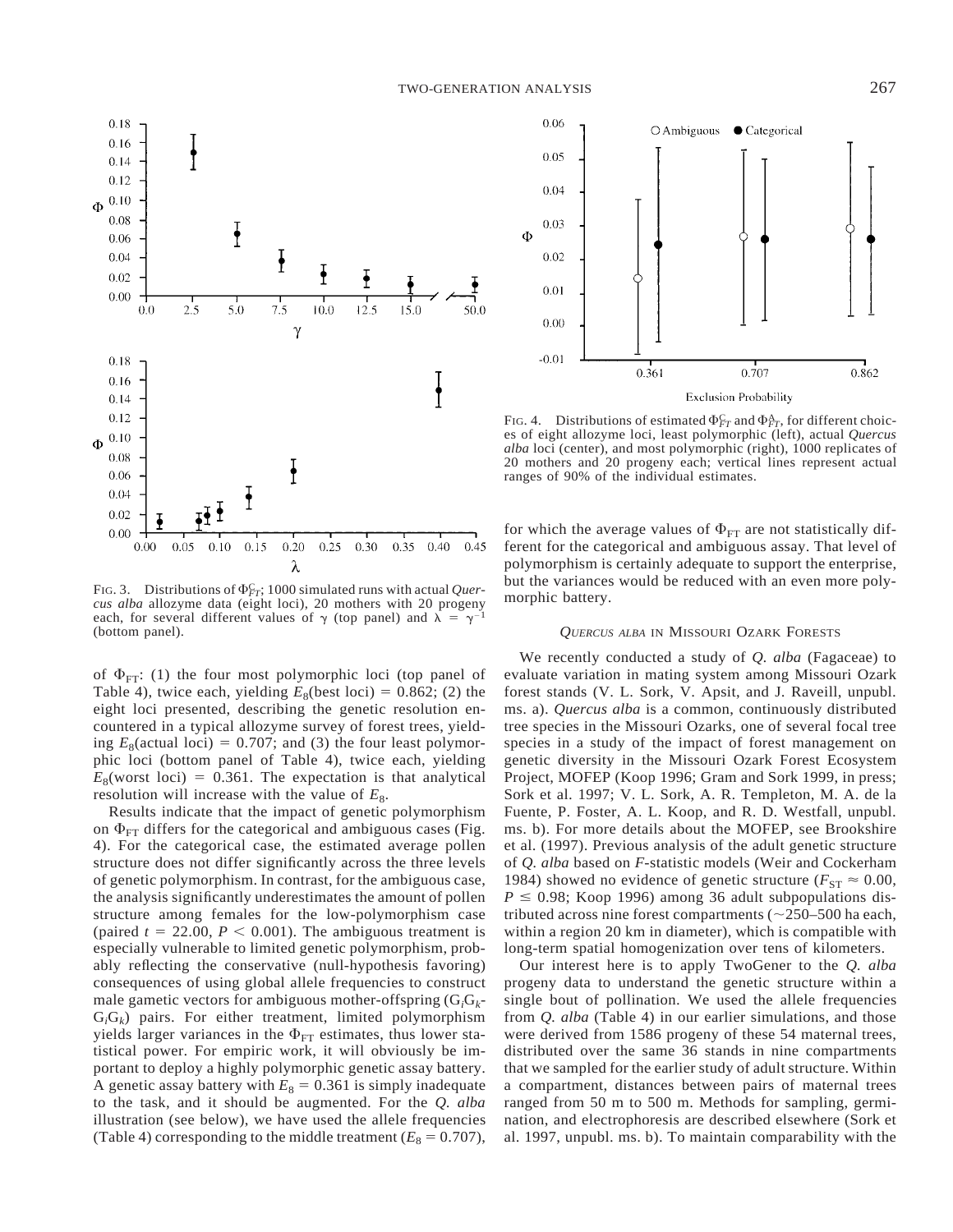FIG. 3. Distributions of $\Phi^{C}_{FT}$; 1000 simulated runs with actual *Quercus alba* allozyme data (eight loci), 20 mothers with 20 progeny each, for several different values of $\gamma$ (top panel) and $\lambda = \gamma^{-1}$ (bottom panel).

of $\Phi_{FT}$: (1) the four most polymorphic loci (top panel of Table 4), twice each, yielding $E_8$(best loci) = 0.862; (2) the eight loci presented, describing the genetic resolution encountered in a typical allozyme survey of forest trees, yielding $E_8$(actual loci) = 0.707; and (3) the four least polymorphic loci (bottom panel of Table 4), twice each, yielding $E_8$(worst loci) = 0.361. The expectation is that analytical resolution will increase with the value of $E_8$.

Results indicate that the impact of genetic polymorphism on $\Phi_{FT}$ differs for the categorical and ambiguous cases (Fig. 4). For the categorical case, the estimated average pollen structure does not differ significantly across the three levels of genetic polymorphism. In contrast, for the ambiguous case, the analysis significantly underestimates the amount of pollen structure among females for the low-polymorphism case (paired $t = 22.00$, $P < 0.001$). The ambiguous treatment is especially vulnerable to limited genetic polymorphism, probably reflecting the conservative (null-hypothesis favoring) consequences of using global allele frequencies to construct male gametic vectors for ambiguous mother-offspring ($G_iG_k$-$G_iG_k$) pairs. For either treatment, limited polymorphism yields larger variances in the $\Phi_{FT}$ estimates, thus lower statistical power. For empiric work, it will obviously be important to deploy a highly polymorphic genetic assay battery. A genetic assay battery with $E_8 = 0.361$ is simply inadequate to the task, and it should be augmented. For the *Q. alba* illustration (see below), we have used the allele frequencies (Table 4) corresponding to the middle treatment ($E_8 = 0.707$), for which the average values of $\Phi_{FT}$ are not statistically different for the categorical and ambiguous assay. That level of polymorphism is certainly adequate to support the enterprise, but the variances would be reduced with an even more polymorphic battery.

FIG. 4. Distributions of estimated $\Phi^{C}_{FT}$ and $\Phi^{A}_{FT}$, for different choices of eight allozyme loci, least polymorphic (left), actual *Quercus alba* loci (center), and most polymorphic (right), 1000 replicates of 20 mothers and 20 progeny each; vertical lines represent actual ranges of 90% of the individual estimates.

## *QUERCUS ALBA* IN MISSOURI OZARK FORESTS

We recently conducted a study of *Q. alba* (Fagaceae) to evaluate variation in mating system among Missouri Ozark forest stands (V. L. Sork, V. Apsit, and J. Raveill, unpubl. ms. a). *Quercus alba* is a common, continuously distributed tree species in the Missouri Ozarks, one of several focal tree species in a study of the impact of forest management on genetic diversity in the Missouri Ozark Forest Ecosystem Project, MOFEP (Koop 1996; Gram and Sork 1999, in press; Sork et al. 1997; V. L. Sork, A. R. Templeton, M. A. de la Fuente, P. Foster, A. L. Koop, and R. D. Westfall, unpubl. ms. b). For more details about the MOFEP, see Brookshire et al. (1997). Previous analysis of the adult genetic structure of *Q. alba* based on *F*-statistic models (Weir and Cockerham 1984) showed no evidence of genetic structure ($F_{ST} \approx 0.00$, $P \leq 0.98$; Koop 1996) among 36 adult subpopulations distributed across nine forest compartments (~250–500 ha each, within a region 20 km in diameter), which is compatible with long-term spatial homogenization over tens of kilometers.

Our interest here is to apply TwoGener to the *Q. alba* progeny data to understand the genetic structure within a single bout of pollination. We used the allele frequencies from *Q. alba* (Table 4) in our earlier simulations, and those were derived from 1586 progeny of these 54 maternal trees, distributed over the same 36 stands in nine compartments that we sampled for the earlier study of adult structure. Within a compartment, distances between pairs of maternal trees ranged from 50 m to 500 m. Methods for sampling, germination, and electrophoresis are described elsewhere (Sork et al. 1997, unpubl. ms. b). To maintain comparability with the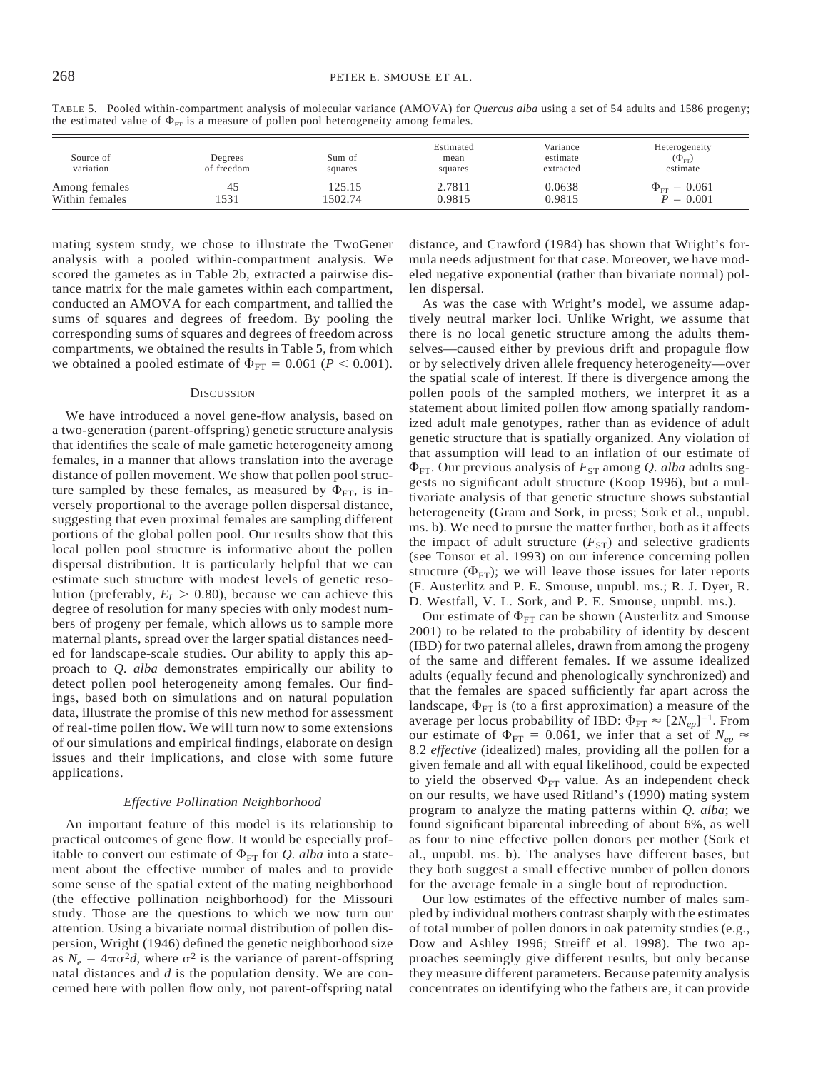TABLE 5. Pooled within-compartment analysis of molecular variance (AMOVA) for *Quercus alba* using a set of 54 adults and 1586 progeny; the estimated value of $\Phi_{FT}$ is a measure of pollen pool heterogeneity among females.

| Source of variation | Degrees of freedom | Sum of squares | Estimated mean squares | Variance estimate extracted | Heterogeneity ($\Phi_{FT}$) estimate |
|---|---|---|---|---|---|
| Among females | 45 | 125.15 | 2.7811 | 0.0638 | $\Phi_{FT} = 0.061$ |
| Within females | 1531 | 1502.74 | 0.9815 | 0.9815 | $P = 0.001$ |

mating system study, we chose to illustrate the TwoGener analysis with a pooled within-compartment analysis. We scored the gametes as in Table 2b, extracted a pairwise distance matrix for the male gametes within each compartment, conducted an AMOVA for each compartment, and tallied the sums of squares and degrees of freedom. By pooling the corresponding sums of squares and degrees of freedom across compartments, we obtained the results in Table 5, from which we obtained a pooled estimate of $\Phi_{FT} = 0.061$ ($P < 0.001$).

## DISCUSSION

We have introduced a novel gene-flow analysis, based on a two-generation (parent-offspring) genetic structure analysis that identifies the scale of male gametic heterogeneity among females, in a manner that allows translation into the average distance of pollen movement. We show that pollen pool structure sampled by these females, as measured by $\Phi_{FT}$, is inversely proportional to the average pollen dispersal distance, suggesting that even proximal females are sampling different portions of the global pollen pool. Our results show that this local pollen pool structure is informative about the pollen dispersal distribution. It is particularly helpful that we can estimate such structure with modest levels of genetic resolution (preferably, $E_L > 0.80$), because we can achieve this degree of resolution for many species with only modest numbers of progeny per female, which allows us to sample more maternal plants, spread over the larger spatial distances needed for landscape-scale studies. Our ability to apply this approach to *Q. alba* demonstrates empirically our ability to detect pollen pool heterogeneity among females. Our findings, based both on simulations and on natural population data, illustrate the promise of this new method for assessment of real-time pollen flow. We will turn now to some extensions of our simulations and empirical findings, elaborate on design issues and their implications, and close with some future applications.

### *Effective Pollination Neighborhood*

An important feature of this model is its relationship to practical outcomes of gene flow. It would be especially profitable to convert our estimate of $\Phi_{FT}$ for *Q. alba* into a statement about the effective number of males and to provide some sense of the spatial extent of the mating neighborhood (the effective pollination neighborhood) for the Missouri study. Those are the questions to which we now turn our attention. Using a bivariate normal distribution of pollen dispersion, Wright (1946) defined the genetic neighborhood size as $N_e = 4\pi\sigma^2 d$, where $\sigma^2$ is the variance of parent-offspring natal distances and $d$ is the population density. We are concerned here with pollen flow only, not parent-offspring natal distance, and Crawford (1984) has shown that Wright's formula needs adjustment for that case. Moreover, we have modeled negative exponential (rather than bivariate normal) pollen dispersal.

As was the case with Wright's model, we assume adaptively neutral marker loci. Unlike Wright, we assume that there is no local genetic structure among the adults themselves—caused either by previous drift and propagule flow or by selectively driven allele frequency heterogeneity—over the spatial scale of interest. If there is divergence among the pollen pools of the sampled mothers, we interpret it as a statement about limited pollen flow among spatially randomized adult male genotypes, rather than as evidence of adult genetic structure that is spatially organized. Any violation of that assumption will lead to an inflation of our estimate of $\Phi_{FT}$. Our previous analysis of $F_{ST}$ among *Q. alba* adults suggests no significant adult structure (Koop 1996), but a multivariate analysis of that genetic structure shows substantial heterogeneity (Gram and Sork, in press; Sork et al., unpubl. ms. b). We need to pursue the matter further, both as it affects the impact of adult structure ($F_{ST}$) and selective gradients (see Tonsor et al. 1993) on our inference concerning pollen structure ($\Phi_{FT}$); we will leave those issues for later reports (F. Austerlitz and P. E. Smouse, unpubl. ms.; R. J. Dyer, R. D. Westfall, V. L. Sork, and P. E. Smouse, unpubl. ms.).

Our estimate of $\Phi_{FT}$ can be shown (Austerlitz and Smouse 2001) to be related to the probability of identity by descent (IBD) for two paternal alleles, drawn from among the progeny of the same and different females. If we assume idealized adults (equally fecund and phenologically synchronized) and that the females are spaced sufficiently far apart across the landscape, $\Phi_{FT}$ is (to a first approximation) a measure of the average per locus probability of IBD: $\Phi_{FT} \approx [2N_{ep}]^{-1}$. From our estimate of $\Phi_{FT} = 0.061$, we infer that a set of $N_{ep} \approx 8.2$ *effective* (idealized) males, providing all the pollen for a given female and all with equal likelihood, could be expected to yield the observed $\Phi_{FT}$ value. As an independent check on our results, we have used Ritland's (1990) mating system program to analyze the mating patterns within *Q. alba*; we found significant biparental inbreeding of about 6%, as well as four to nine effective pollen donors per mother (Sork et al., unpubl. ms. b). The analyses have different bases, but they both suggest a small effective number of pollen donors for the average female in a single bout of reproduction.

Our low estimates of the effective number of males sampled by individual mothers contrast sharply with the estimates of total number of pollen donors in oak paternity studies (e.g., Dow and Ashley 1996; Streiff et al. 1998). The two approaches seemingly give different results, but only because they measure different parameters. Because paternity analysis concentrates on identifying who the fathers are, it can provide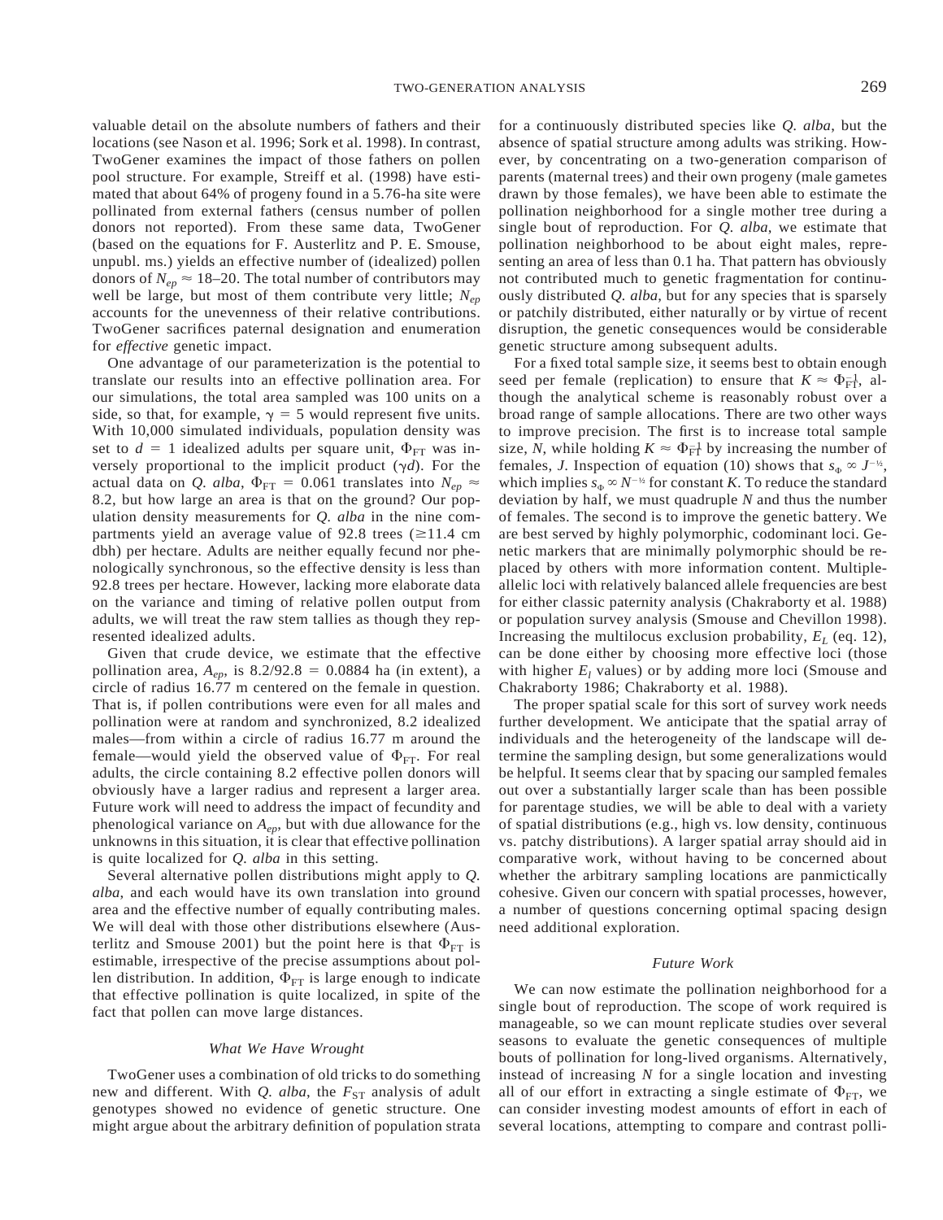valuable detail on the absolute numbers of fathers and their locations (see Nason et al. 1996; Sork et al. 1998). In contrast, TwoGener examines the impact of those fathers on pollen pool structure. For example, Streiff et al. (1998) have estimated that about 64% of progeny found in a 5.76-ha site were pollinated from external fathers (census number of pollen donors not reported). From these same data, TwoGener (based on the equations for F. Austerlitz and P. E. Smouse, unpubl. ms.) yields an effective number of (idealized) pollen donors of $N_{ep} \approx 18$–20. The total number of contributors may well be large, but most of them contribute very little; $N_{ep}$ accounts for the unevenness of their relative contributions. TwoGener sacrifices paternal designation and enumeration for *effective* genetic impact.

One advantage of our parameterization is the potential to translate our results into an effective pollination area. For our simulations, the total area sampled was 100 units on a side, so that, for example, $\gamma = 5$ would represent five units. With 10,000 simulated individuals, population density was set to $d = 1$ idealized adults per square unit, $\Phi_{FT}$ was inversely proportional to the implicit product ($\gamma d$). For the actual data on *Q. alba*, $\Phi_{FT} = 0.061$ translates into $N_{ep} \approx 8.2$, but how large an area is that on the ground? Our population density measurements for *Q. alba* in the nine compartments yield an average value of 92.8 trees ($\geq$11.4 cm dbh) per hectare. Adults are neither equally fecund nor phenologically synchronous, so the effective density is less than 92.8 trees per hectare. However, lacking more elaborate data on the variance and timing of relative pollen output from adults, we will treat the raw stem tallies as though they represented idealized adults.

Given that crude device, we estimate that the effective pollination area, $A_{ep}$, is $8.2/92.8 = 0.0884$ ha (in extent), a circle of radius 16.77 m centered on the female in question. That is, if pollen contributions were even for all males and pollination were at random and synchronized, 8.2 idealized males—from within a circle of radius 16.77 m around the female—would yield the observed value of $\Phi_{FT}$. For real adults, the circle containing 8.2 effective pollen donors will obviously have a larger radius and represent a larger area. Future work will need to address the impact of fecundity and phenological variance on $A_{ep}$, but with due allowance for the unknowns in this situation, it is clear that effective pollination is quite localized for *Q. alba* in this setting.

Several alternative pollen distributions might apply to *Q. alba*, and each would have its own translation into ground area and the effective number of equally contributing males. We will deal with those other distributions elsewhere (Austerlitz and Smouse 2001) but the point here is that $\Phi_{FT}$ is estimable, irrespective of the precise assumptions about pollen distribution. In addition, $\Phi_{FT}$ is large enough to indicate that effective pollination is quite localized, in spite of the fact that pollen can move large distances.

### *What We Have Wrought*

TwoGener uses a combination of old tricks to do something new and different. With *Q. alba*, the $F_{ST}$ analysis of adult genotypes showed no evidence of genetic structure. One might argue about the arbitrary definition of population strata for a continuously distributed species like *Q. alba*, but the absence of spatial structure among adults was striking. However, by concentrating on a two-generation comparison of parents (maternal trees) and their own progeny (male gametes drawn by those females), we have been able to estimate the pollination neighborhood for a single mother tree during a single bout of reproduction. For *Q. alba*, we estimate that pollination neighborhood to be about eight males, representing an area of less than 0.1 ha. That pattern has obviously not contributed much to genetic fragmentation for continuously distributed *Q. alba*, but for any species that is sparsely or patchily distributed, either naturally or by virtue of recent disruption, the genetic consequences would be considerable genetic structure among subsequent adults.

For a fixed total sample size, it seems best to obtain enough seed per female (replication) to ensure that $K \approx \Phi_{FT}^{-1}$, although the analytical scheme is reasonably robust over a broad range of sample allocations. There are two other ways to improve precision. The first is to increase total sample size, $N$, while holding $K \approx \Phi_{FT}^{-1}$ by increasing the number of females, $J$. Inspection of equation (10) shows that $s_\Phi \propto J^{-1/2}$, which implies $s_\Phi \propto N^{-1/2}$ for constant $K$. To reduce the standard deviation by half, we must quadruple $N$ and thus the number of females. The second is to improve the genetic battery. We are best served by highly polymorphic, codominant loci. Genetic markers that are minimally polymorphic should be replaced by others with more information content. Multiple-allelic loci with relatively balanced allele frequencies are best for either classic paternity analysis (Chakraborty et al. 1988) or population survey analysis (Smouse and Chevillon 1998). Increasing the multilocus exclusion probability, $E_L$ (eq. 12), can be done either by choosing more effective loci (those with higher $E_l$ values) or by adding more loci (Smouse and Chakraborty 1986; Chakraborty et al. 1988).

The proper spatial scale for this sort of survey work needs further development. We anticipate that the spatial array of individuals and the heterogeneity of the landscape will determine the sampling design, but some generalizations would be helpful. It seems clear that by spacing our sampled females out over a substantially larger scale than has been possible for parentage studies, we will be able to deal with a variety of spatial distributions (e.g., high vs. low density, continuous vs. patchy distributions). A larger spatial array should aid in comparative work, without having to be concerned about whether the arbitrary sampling locations are panmictically cohesive. Given our concern with spatial processes, however, a number of questions concerning optimal spacing design need additional exploration.

### *Future Work*

We can now estimate the pollination neighborhood for a single bout of reproduction. The scope of work required is manageable, so we can mount replicate studies over several seasons to evaluate the genetic consequences of multiple bouts of pollination for long-lived organisms. Alternatively, instead of increasing $N$ for a single location and investing all of our effort in extracting a single estimate of $\Phi_{FT}$, we can consider investing modest amounts of effort in each of several locations, attempting to compare and contrast polli-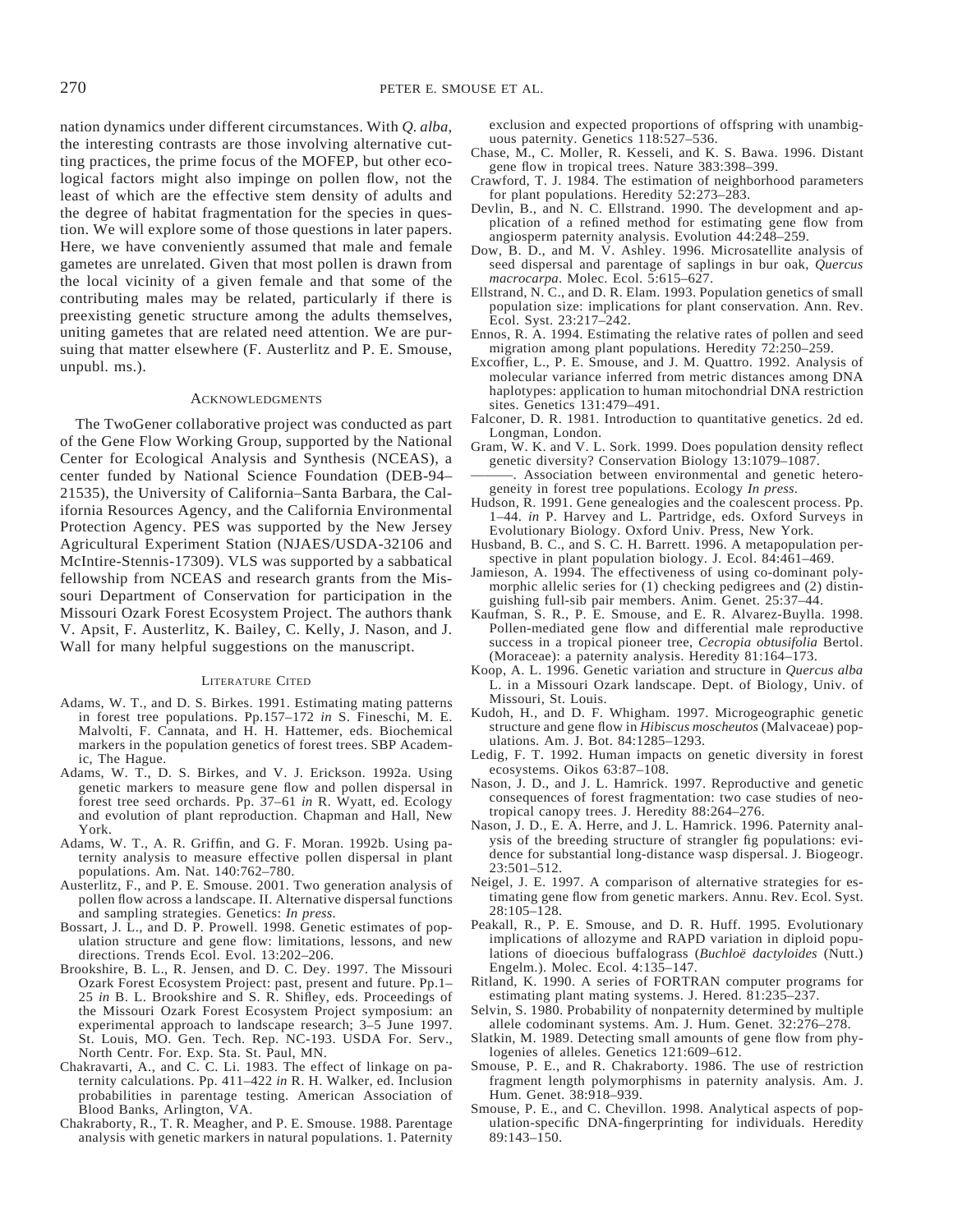nation dynamics under different circumstances. With *Q. alba*, the interesting contrasts are those involving alternative cutting practices, the prime focus of the MOFEP, but other ecological factors might also impinge on pollen flow, not the least of which are the effective stem density of adults and the degree of habitat fragmentation for the species in question. We will explore some of those questions in later papers. Here, we have conveniently assumed that male and female gametes are unrelated. Given that most pollen is drawn from the local vicinity of a given female and that some of the contributing males may be related, particularly if there is preexisting genetic structure among the adults themselves, uniting gametes that are related need attention. We are pursuing that matter elsewhere (F. Austerlitz and P. E. Smouse, unpubl. ms.).

## Acknowledgments

The TwoGener collaborative project was conducted as part of the Gene Flow Working Group, supported by the National Center for Ecological Analysis and Synthesis (NCEAS), a center funded by National Science Foundation (DEB-94–21535), the University of California–Santa Barbara, the California Resources Agency, and the California Environmental Protection Agency. PES was supported by the New Jersey Agricultural Experiment Station (NJAES/USDA-32106 and McIntire-Stennis-17309). VLS was supported by a sabbatical fellowship from NCEAS and research grants from the Missouri Department of Conservation for participation in the Missouri Ozark Forest Ecosystem Project. The authors thank V. Apsit, F. Austerlitz, K. Bailey, C. Kelly, J. Nason, and J. Wall for many helpful suggestions on the manuscript.

## Literature Cited

Adams, W. T., and D. S. Birkes. 1991. Estimating mating patterns in forest tree populations. Pp.157–172 *in* S. Fineschi, M. E. Malvolti, F. Cannata, and H. H. Hattemer, eds. Biochemical markers in the population genetics of forest trees. SBP Academic, The Hague.

Adams, W. T., D. S. Birkes, and V. J. Erickson. 1992a. Using genetic markers to measure gene flow and pollen dispersal in forest tree seed orchards. Pp. 37–61 *in* R. Wyatt, ed. Ecology and evolution of plant reproduction. Chapman and Hall, New York.

Adams, W. T., A. R. Griffin, and G. F. Moran. 1992b. Using paternity analysis to measure effective pollen dispersal in plant populations. Am. Nat. 140:762–780.

Austerlitz, F., and P. E. Smouse. 2001. Two generation analysis of pollen flow across a landscape. II. Alternative dispersal functions and sampling strategies. Genetics: *In press*.

Bossart, J. L., and D. P. Prowell. 1998. Genetic estimates of population structure and gene flow: limitations, lessons, and new directions. Trends Ecol. Evol. 13:202–206.

Brookshire, B. L., R. Jensen, and D. C. Dey. 1997. The Missouri Ozark Forest Ecosystem Project: past, present and future. Pp.1–25 *in* B. L. Brookshire and S. R. Shifley, eds. Proceedings of the Missouri Ozark Forest Ecosystem Project symposium: an experimental approach to landscape research; 3–5 June 1997. St. Louis, MO. Gen. Tech. Rep. NC-193. USDA For. Serv., North Centr. For. Exp. Sta. St. Paul, MN.

Chakravarti, A., and C. C. Li. 1983. The effect of linkage on paternity calculations. Pp. 411–422 *in* R. H. Walker, ed. Inclusion probabilities in parentage testing. American Association of Blood Banks, Arlington, VA.

Chakraborty, R., T. R. Meagher, and P. E. Smouse. 1988. Parentage analysis with genetic markers in natural populations. 1. Paternity exclusion and expected proportions of offspring with unambiguous paternity. Genetics 118:527–536.

Chase, M., C. Moller, R. Kesseli, and K. S. Bawa. 1996. Distant gene flow in tropical trees. Nature 383:398–399.

Crawford, T. J. 1984. The estimation of neighborhood parameters for plant populations. Heredity 52:273–283.

Devlin, B., and N. C. Ellstrand. 1990. The development and application of a refined method for estimating gene flow from angiosperm paternity analysis. Evolution 44:248–259.

Dow, B. D., and M. V. Ashley. 1996. Microsatellite analysis of seed dispersal and parentage of saplings in bur oak, *Quercus macrocarpa*. Molec. Ecol. 5:615–627.

Ellstrand, N. C., and D. R. Elam. 1993. Population genetics of small population size: implications for plant conservation. Ann. Rev. Ecol. Syst. 23:217–242.

Ennos, R. A. 1994. Estimating the relative rates of pollen and seed migration among plant populations. Heredity 72:250–259.

Excoffier, L., P. E. Smouse, and J. M. Quattro. 1992. Analysis of molecular variance inferred from metric distances among DNA haplotypes: application to human mitochondrial DNA restriction sites. Genetics 131:479–491.

Falconer, D. R. 1981. Introduction to quantitative genetics. 2d ed. Longman, London.

Gram, W. K. and V. L. Sork. 1999. Does population density reflect genetic diversity? Conservation Biology 13:1079–1087.

———. Association between environmental and genetic heterogeneity in forest tree populations. Ecology *In press*.

Hudson, R. 1991. Gene genealogies and the coalescent process. Pp. 1–44. *in* P. Harvey and L. Partridge, eds. Oxford Surveys in Evolutionary Biology. Oxford Univ. Press, New York.

Husband, B. C., and S. C. H. Barrett. 1996. A metapopulation perspective in plant population biology. J. Ecol. 84:461–469.

Jamieson, A. 1994. The effectiveness of using co-dominant polymorphic allelic series for (1) checking pedigrees and (2) distinguishing full-sib pair members. Anim. Genet. 25:37–44.

Kaufman, S. R., P. E. Smouse, and E. R. Alvarez-Buylla. 1998. Pollen-mediated gene flow and differential male reproductive success in a tropical pioneer tree, *Cecropia obtusifolia* Bertol. (Moraceae): a paternity analysis. Heredity 81:164–173.

Koop, A. L. 1996. Genetic variation and structure in *Quercus alba* L. in a Missouri Ozark landscape. Dept. of Biology, Univ. of Missouri, St. Louis.

Kudoh, H., and D. F. Whigham. 1997. Microgeographic genetic structure and gene flow in *Hibiscus moscheutos* (Malvaceae) populations. Am. J. Bot. 84:1285–1293.

Ledig, F. T. 1992. Human impacts on genetic diversity in forest ecosystems. Oikos 63:87–108.

Nason, J. D., and J. L. Hamrick. 1997. Reproductive and genetic consequences of forest fragmentation: two case studies of neotropical canopy trees. J. Heredity 88:264–276.

Nason, J. D., E. A. Herre, and J. L. Hamrick. 1996. Paternity analysis of the breeding structure of strangler fig populations: evidence for substantial long-distance wasp dispersal. J. Biogeogr. 23:501–512.

Neigel, J. E. 1997. A comparison of alternative strategies for estimating gene flow from genetic markers. Annu. Rev. Ecol. Syst. 28:105–128.

Peakall, R., P. E. Smouse, and D. R. Huff. 1995. Evolutionary implications of allozyme and RAPD variation in diploid populations of dioecious buffalograss (*Buchloë dactyloides* (Nutt.) Engelm.). Molec. Ecol. 4:135–147.

Ritland, K. 1990. A series of FORTRAN computer programs for estimating plant mating systems. J. Hered. 81:235–237.

Selvin, S. 1980. Probability of nonpaternity determined by multiple allele codominant systems. Am. J. Hum. Genet. 32:276–278.

Slatkin, M. 1989. Detecting small amounts of gene flow from phylogenies of alleles. Genetics 121:609–612.

Smouse, P. E., and R. Chakraborty. 1986. The use of restriction fragment length polymorphisms in paternity analysis. Am. J. Hum. Genet. 38:918–939.

Smouse, P. E., and C. Chevillon. 1998. Analytical aspects of population-specific DNA-fingerprinting for individuals. Heredity 89:143–150.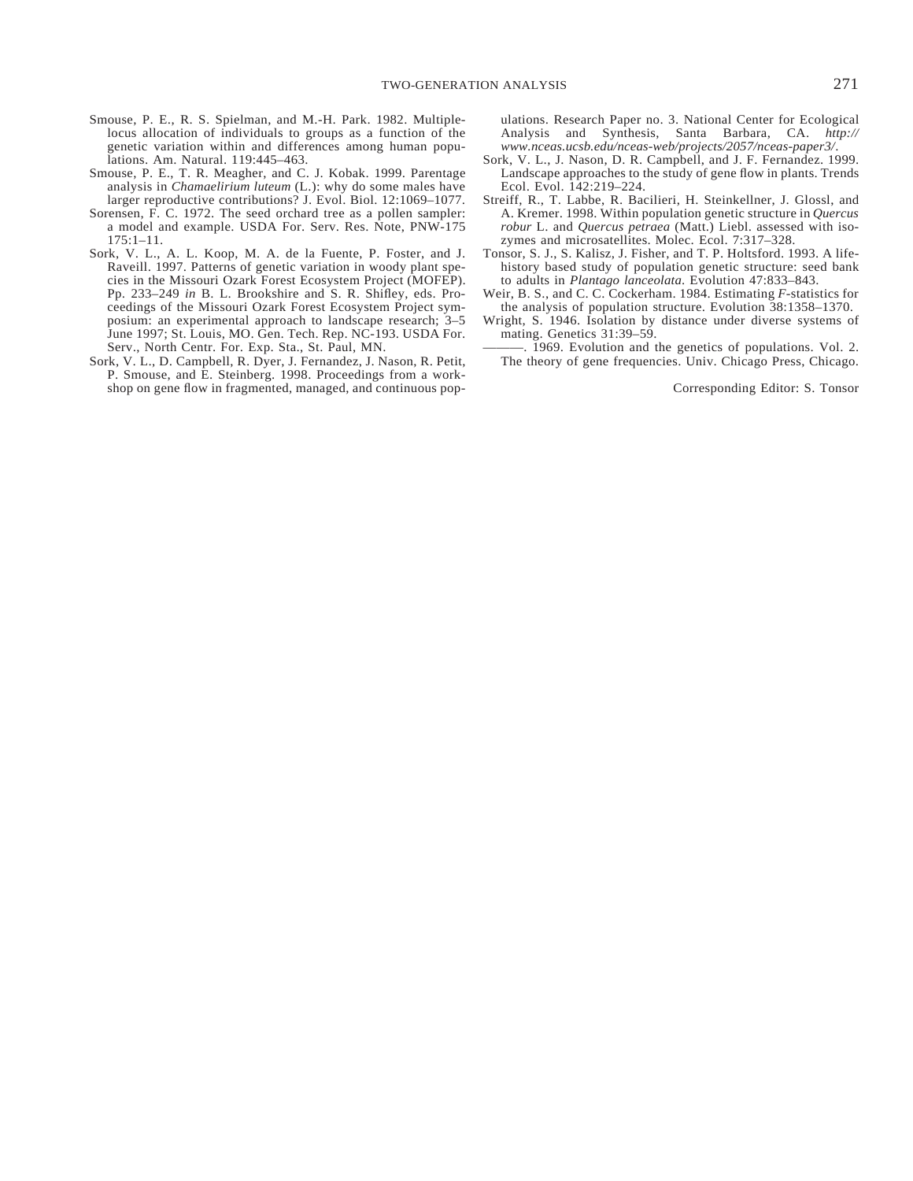Smouse, P. E., R. S. Spielman, and M.-H. Park. 1982. Multiple-locus allocation of individuals to groups as a function of the genetic variation within and differences among human populations. Am. Natural. 119:445–463.

Smouse, P. E., T. R. Meagher, and C. J. Kobak. 1999. Parentage analysis in *Chamaelirium luteum* (L.): why do some males have larger reproductive contributions? J. Evol. Biol. 12:1069–1077.

Sorensen, F. C. 1972. The seed orchard tree as a pollen sampler: a model and example. USDA For. Serv. Res. Note, PNW-175 175:1–11.

Sork, V. L., A. L. Koop, M. A. de la Fuente, P. Foster, and J. Raveill. 1997. Patterns of genetic variation in woody plant species in the Missouri Ozark Forest Ecosystem Project (MOFEP). Pp. 233–249 *in* B. L. Brookshire and S. R. Shifley, eds. Proceedings of the Missouri Ozark Forest Ecosystem Project symposium: an experimental approach to landscape research; 3–5 June 1997; St. Louis, MO. Gen. Tech. Rep. NC-193. USDA For. Serv., North Centr. For. Exp. Sta., St. Paul, MN.

Sork, V. L., D. Campbell, R. Dyer, J. Fernandez, J. Nason, R. Petit, P. Smouse, and E. Steinberg. 1998. Proceedings from a workshop on gene flow in fragmented, managed, and continuous populations. Research Paper no. 3. National Center for Ecological Analysis and Synthesis, Santa Barbara, CA. *http://www.nceas.ucsb.edu/nceas-web/projects/2057/nceas-paper3/*.

Sork, V. L., J. Nason, D. R. Campbell, and J. F. Fernandez. 1999. Landscape approaches to the study of gene flow in plants. Trends Ecol. Evol. 142:219–224.

Streiff, R., T. Labbe, R. Bacilieri, H. Steinkellner, J. Glossl, and A. Kremer. 1998. Within population genetic structure in *Quercus robur* L. and *Quercus petraea* (Matt.) Liebl. assessed with isozymes and microsatellites. Molec. Ecol. 7:317–328.

Tonsor, S. J., S. Kalisz, J. Fisher, and T. P. Holtsford. 1993. A life-history based study of population genetic structure: seed bank to adults in *Plantago lanceolata*. Evolution 47:833–843.

Weir, B. S., and C. C. Cockerham. 1984. Estimating *F*-statistics for the analysis of population structure. Evolution 38:1358–1370.

Wright, S. 1946. Isolation by distance under diverse systems of mating. Genetics 31:39–59.

———. 1969. Evolution and the genetics of populations. Vol. 2. The theory of gene frequencies. Univ. Chicago Press, Chicago.

Corresponding Editor: S. Tonsor